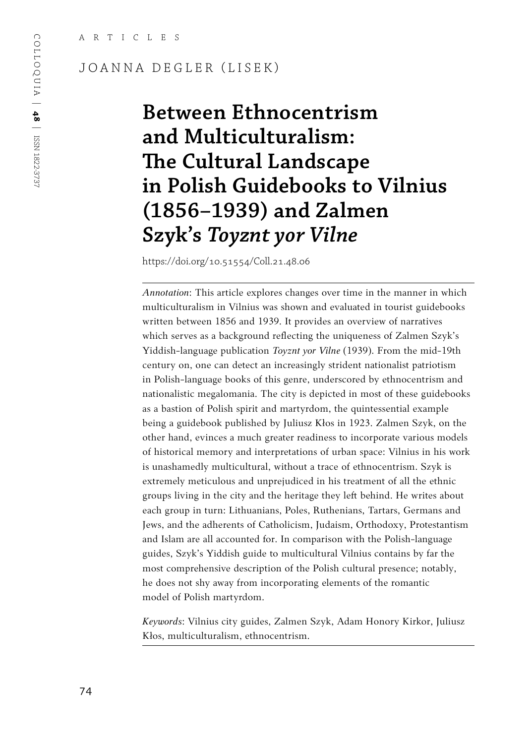ARTICLES

JOANNA DEGLER (LISEK)

# Between Ethnocentrism and Multiculturalism: The Cultural Landscape in Polish Guidebooks to Vilnius (1856–1939) and Zalmen Szyk's *Toyznt yor Vilne*

https://doi.org/10.51554/Coll.21.48.06

*Annotation*: This article explores changes over time in the manner in which multiculturalism in Vilnius was shown and evaluated in tourist guidebooks written between 1856 and 1939. It provides an overview of narratives which serves as a background reflecting the uniqueness of Zalmen Szyk's Yiddish-language publication *Toyznt yor Vilne* (1939). From the mid-19th century on, one can detect an increasingly strident nationalist patriotism in Polish-language books of this genre, underscored by ethnocentrism and nationalistic megalomania. The city is depicted in most of these guidebooks as a bastion of Polish spirit and martyrdom, the quintessential example being a guidebook published by Juliusz Kłos in 1923. Zalmen Szyk, on the other hand, evinces a much greater readiness to incorporate various models of historical memory and interpretations of urban space: Vilnius in his work is unashamedly multicultural, without a trace of ethnocentrism. Szyk is extremely meticulous and unprejudiced in his treatment of all the ethnic groups living in the city and the heritage they left behind. He writes about each group in turn: Lithuanians, Poles, Ruthenians, Tartars, Germans and Jews, and the adherents of Catholicism, Judaism, Orthodoxy, Protestantism and Islam are all accounted for. In comparison with the Polish-language guides, Szyk's Yiddish guide to multicultural Vilnius contains by far the most comprehensive description of the Polish cultural presence; notably, he does not shy away from incorporating elements of the romantic model of Polish martyrdom.

*Keywords*: Vilnius city guides, Zalmen Szyk, Adam Honory Kirkor, Juliusz Kłos, multiculturalism, ethnocentrism.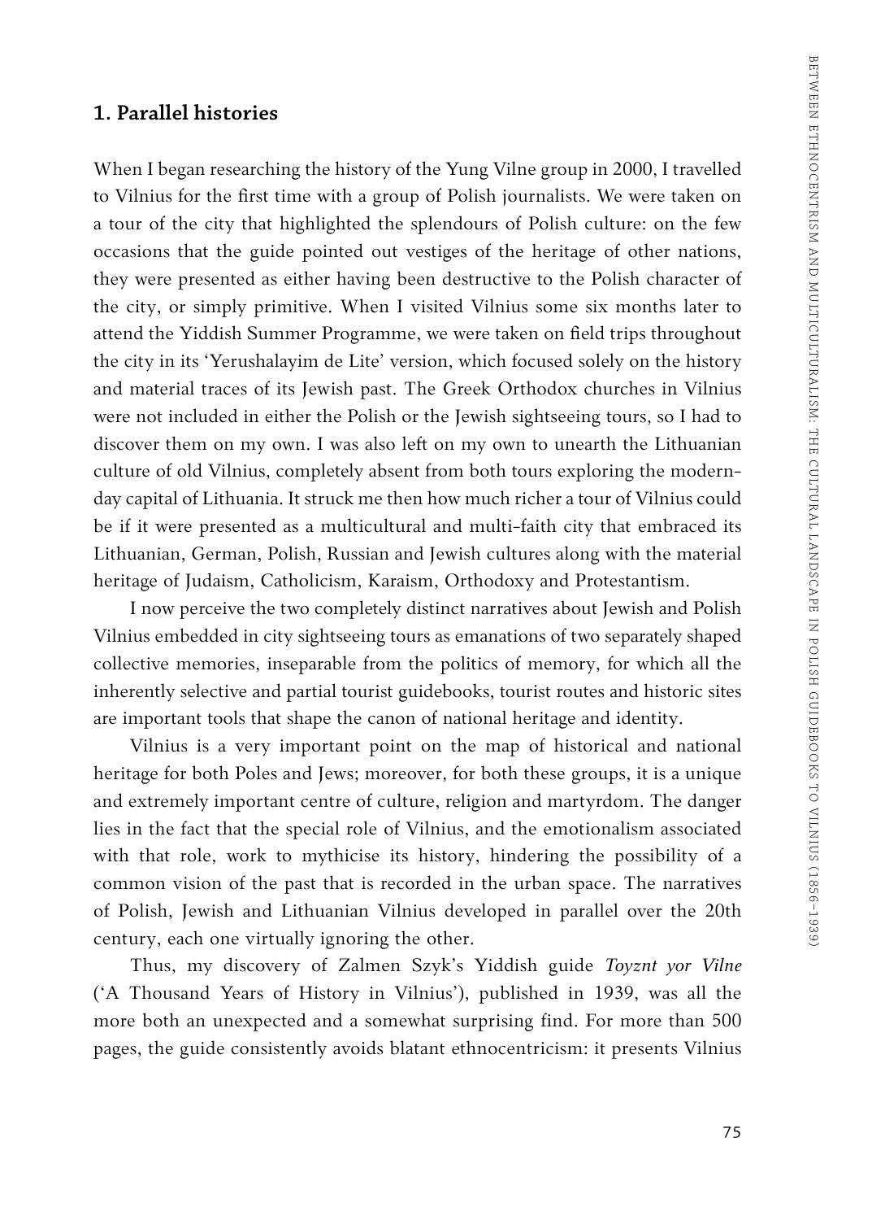## 1. Parallel histories

When I began researching the history of the Yung Vilne group in 2000, I travelled to Vilnius for the first time with a group of Polish journalists. We were taken on a tour of the city that highlighted the splendours of Polish culture: on the few occasions that the guide pointed out vestiges of the heritage of other nations, they were presented as either having been destructive to the Polish character of the city, or simply primitive. When I visited Vilnius some six months later to attend the Yiddish Summer Programme, we were taken on field trips throughout the city in its 'Yerushalayim de Lite' version, which focused solely on the history and material traces of its Jewish past. The Greek Orthodox churches in Vilnius were not included in either the Polish or the Jewish sightseeing tours, so I had to discover them on my own. I was also left on my own to unearth the Lithuanian culture of old Vilnius, completely absent from both tours exploring the modern-day capital of Lithuania. It struck me then how much richer a tour of Vilnius could be if it were presented as a multicultural and multi-faith city that embraced its Lithuanian, German, Polish, Russian and Jewish cultures along with the material heritage of Judaism, Catholicism, Karaism, Orthodoxy and Protestantism.

I now perceive the two completely distinct narratives about Jewish and Polish Vilnius embedded in city sightseeing tours as emanations of two separately shaped collective memories, inseparable from the politics of memory, for which all the inherently selective and partial tourist guidebooks, tourist routes and historic sites are important tools that shape the canon of national heritage and identity.

Vilnius is a very important point on the map of historical and national heritage for both Poles and Jews; moreover, for both these groups, it is a unique and extremely important centre of culture, religion and martyrdom. The danger lies in the fact that the special role of Vilnius, and the emotionalism associated with that role, work to mythicise its history, hindering the possibility of a common vision of the past that is recorded in the urban space. The narratives of Polish, Jewish and Lithuanian Vilnius developed in parallel over the 20th century, each one virtually ignoring the other.

Thus, my discovery of Zalmen Szyk's Yiddish guide *Toyznt yor Vilne* ('A Thousand Years of History in Vilnius'), published in 1939, was all the more both an unexpected and a somewhat surprising find. For more than 500 pages, the guide consistently avoids blatant ethnocentricism: it presents Vilnius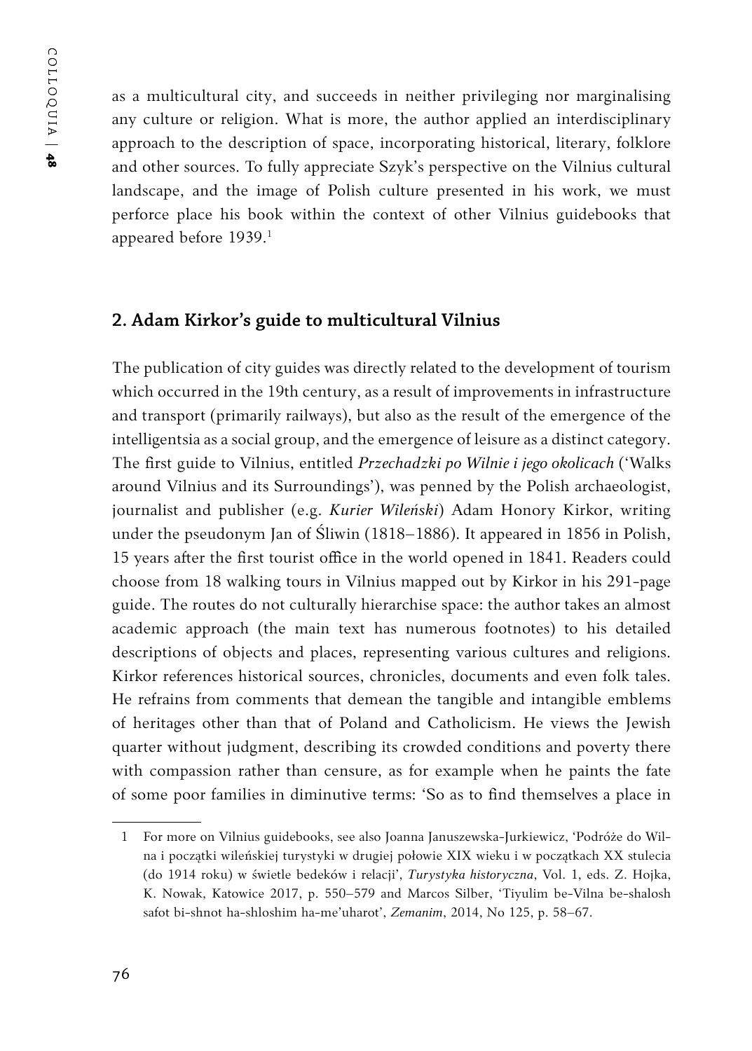as a multicultural city, and succeeds in neither privileging nor marginalising any culture or religion. What is more, the author applied an interdisciplinary approach to the description of space, incorporating historical, literary, folklore and other sources. To fully appreciate Szyk's perspective on the Vilnius cultural landscape, and the image of Polish culture presented in his work, we must perforce place his book within the context of other Vilnius guidebooks that appeared before 1939.[1]

## 2. Adam Kirkor's guide to multicultural Vilnius

The publication of city guides was directly related to the development of tourism which occurred in the 19th century, as a result of improvements in infrastructure and transport (primarily railways), but also as the result of the emergence of the intelligentsia as a social group, and the emergence of leisure as a distinct category. The first guide to Vilnius, entitled *Przechadzki po Wilnie i jego okolicach* ('Walks around Vilnius and its Surroundings'), was penned by the Polish archaeologist, journalist and publisher (e.g. *Kurier Wileński*) Adam Honory Kirkor, writing under the pseudonym Jan of Śliwin (1818–1886). It appeared in 1856 in Polish, 15 years after the first tourist office in the world opened in 1841. Readers could choose from 18 walking tours in Vilnius mapped out by Kirkor in his 291-page guide. The routes do not culturally hierarchise space: the author takes an almost academic approach (the main text has numerous footnotes) to his detailed descriptions of objects and places, representing various cultures and religions. Kirkor references historical sources, chronicles, documents and even folk tales. He refrains from comments that demean the tangible and intangible emblems of heritages other than that of Poland and Catholicism. He views the Jewish quarter without judgment, describing its crowded conditions and poverty there with compassion rather than censure, as for example when he paints the fate of some poor families in diminutive terms: 'So as to find themselves a place in

---

1 For more on Vilnius guidebooks, see also Joanna Januszewska-Jurkiewicz, 'Podróże do Wilna i początki wileńskiej turystyki w drugiej połowie XIX wieku i w początkach XX stulecia (do 1914 roku) w świetle bedeków i relacji', *Turystyka historyczna*, Vol. 1, eds. Z. Hojka, K. Nowak, Katowice 2017, p. 550–579 and Marcos Silber, 'Tiyulim be-Vilna be-shalosh safot bi-shnot ha-shloshim ha-me'uharot', *Zemanim*, 2014, No 125, p. 58–67.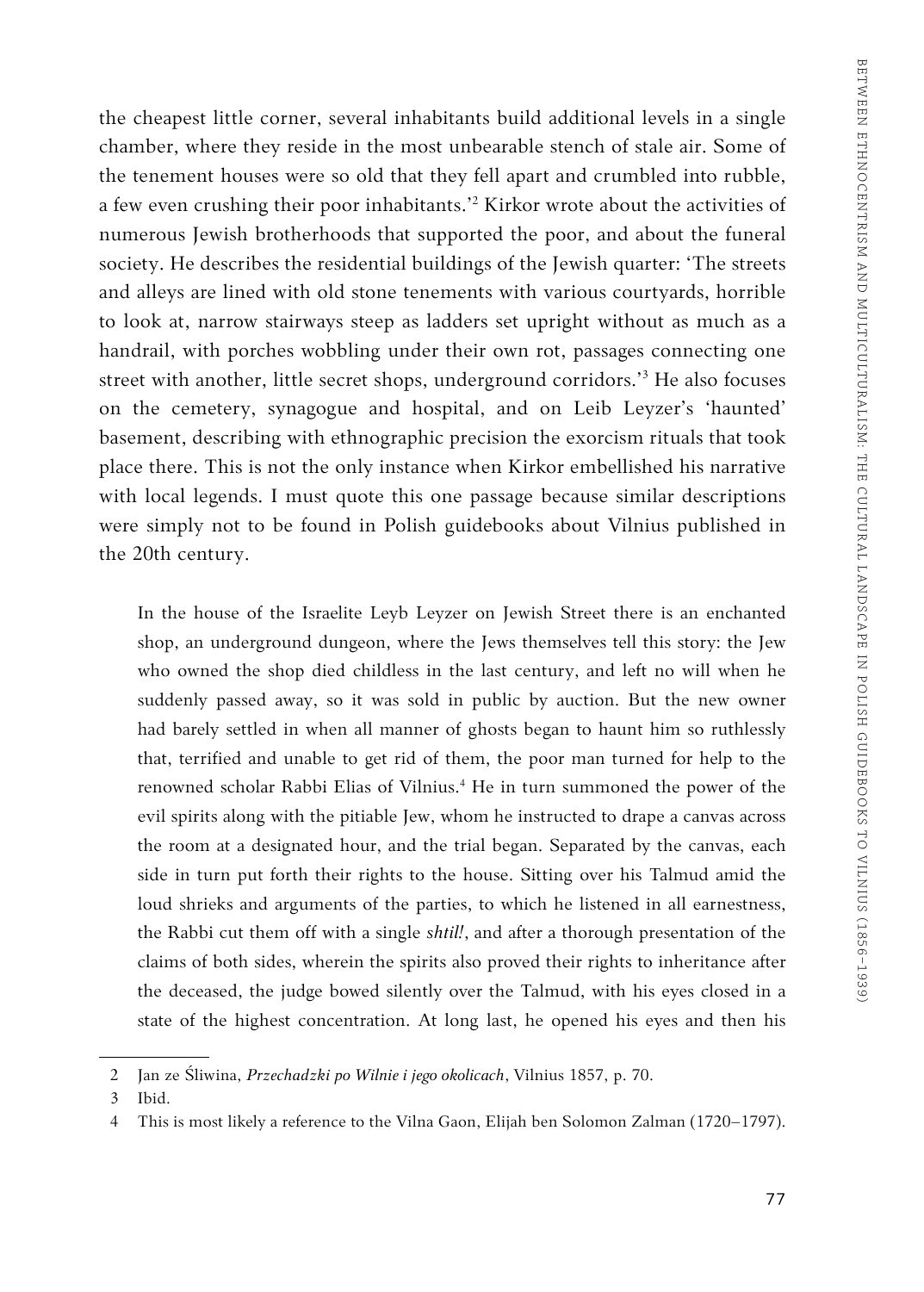the cheapest little corner, several inhabitants build additional levels in a single chamber, where they reside in the most unbearable stench of stale air. Some of the tenement houses were so old that they fell apart and crumbled into rubble, a few even crushing their poor inhabitants.'[2] Kirkor wrote about the activities of numerous Jewish brotherhoods that supported the poor, and about the funeral society. He describes the residential buildings of the Jewish quarter: 'The streets and alleys are lined with old stone tenements with various courtyards, horrible to look at, narrow stairways steep as ladders set upright without as much as a handrail, with porches wobbling under their own rot, passages connecting one street with another, little secret shops, underground corridors.'[3] He also focuses on the cemetery, synagogue and hospital, and on Leib Leyzer's 'haunted' basement, describing with ethnographic precision the exorcism rituals that took place there. This is not the only instance when Kirkor embellished his narrative with local legends. I must quote this one passage because similar descriptions were simply not to be found in Polish guidebooks about Vilnius published in the 20th century.

> In the house of the Israelite Leyb Leyzer on Jewish Street there is an enchanted shop, an underground dungeon, where the Jews themselves tell this story: the Jew who owned the shop died childless in the last century, and left no will when he suddenly passed away, so it was sold in public by auction. But the new owner had barely settled in when all manner of ghosts began to haunt him so ruthlessly that, terrified and unable to get rid of them, the poor man turned for help to the renowned scholar Rabbi Elias of Vilnius.[4] He in turn summoned the power of the evil spirits along with the pitiable Jew, whom he instructed to drape a canvas across the room at a designated hour, and the trial began. Separated by the canvas, each side in turn put forth their rights to the house. Sitting over his Talmud amid the loud shrieks and arguments of the parties, to which he listened in all earnestness, the Rabbi cut them off with a single *shtil!*, and after a thorough presentation of the claims of both sides, wherein the spirits also proved their rights to inheritance after the deceased, the judge bowed silently over the Talmud, with his eyes closed in a state of the highest concentration. At long last, he opened his eyes and then his

---

2 Jan ze Śliwina, *Przechadzki po Wilnie i jego okolicach*, Vilnius 1857, p. 70.

3 Ibid.

4 This is most likely a reference to the Vilna Gaon, Elijah ben Solomon Zalman (1720–1797).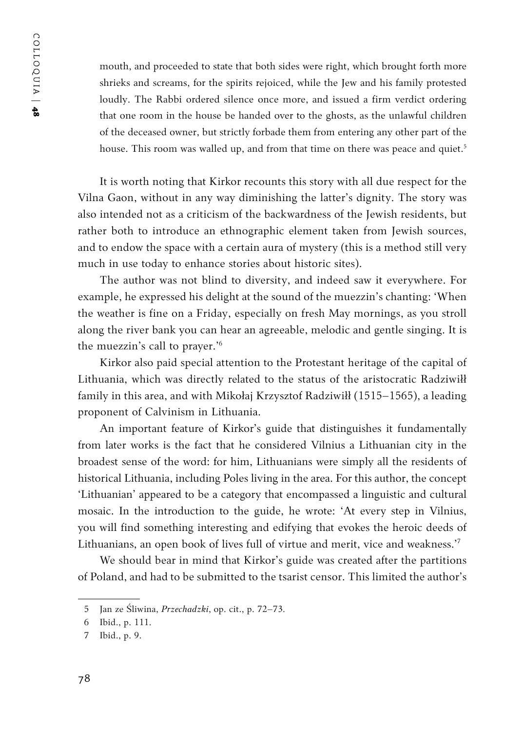> mouth, and proceeded to state that both sides were right, which brought forth more shrieks and screams, for the spirits rejoiced, while the Jew and his family protested loudly. The Rabbi ordered silence once more, and issued a firm verdict ordering that one room in the house be handed over to the ghosts, as the unlawful children of the deceased owner, but strictly forbade them from entering any other part of the house. This room was walled up, and from that time on there was peace and quiet.[5]

It is worth noting that Kirkor recounts this story with all due respect for the Vilna Gaon, without in any way diminishing the latter's dignity. The story was also intended not as a criticism of the backwardness of the Jewish residents, but rather both to introduce an ethnographic element taken from Jewish sources, and to endow the space with a certain aura of mystery (this is a method still very much in use today to enhance stories about historic sites).

The author was not blind to diversity, and indeed saw it everywhere. For example, he expressed his delight at the sound of the muezzin's chanting: 'When the weather is fine on a Friday, especially on fresh May mornings, as you stroll along the river bank you can hear an agreeable, melodic and gentle singing. It is the muezzin's call to prayer.'[6]

Kirkor also paid special attention to the Protestant heritage of the capital of Lithuania, which was directly related to the status of the aristocratic Radziwiłł family in this area, and with Mikołaj Krzysztof Radziwiłł (1515–1565), a leading proponent of Calvinism in Lithuania.

An important feature of Kirkor's guide that distinguishes it fundamentally from later works is the fact that he considered Vilnius a Lithuanian city in the broadest sense of the word: for him, Lithuanians were simply all the residents of historical Lithuania, including Poles living in the area. For this author, the concept 'Lithuanian' appeared to be a category that encompassed a linguistic and cultural mosaic. In the introduction to the guide, he wrote: 'At every step in Vilnius, you will find something interesting and edifying that evokes the heroic deeds of Lithuanians, an open book of lives full of virtue and merit, vice and weakness.'[7]

We should bear in mind that Kirkor's guide was created after the partitions of Poland, and had to be submitted to the tsarist censor. This limited the author's

---

5 Jan ze Śliwina, *Przechadzki*, op. cit., p. 72–73.

6 Ibid., p. 111.

7 Ibid., p. 9.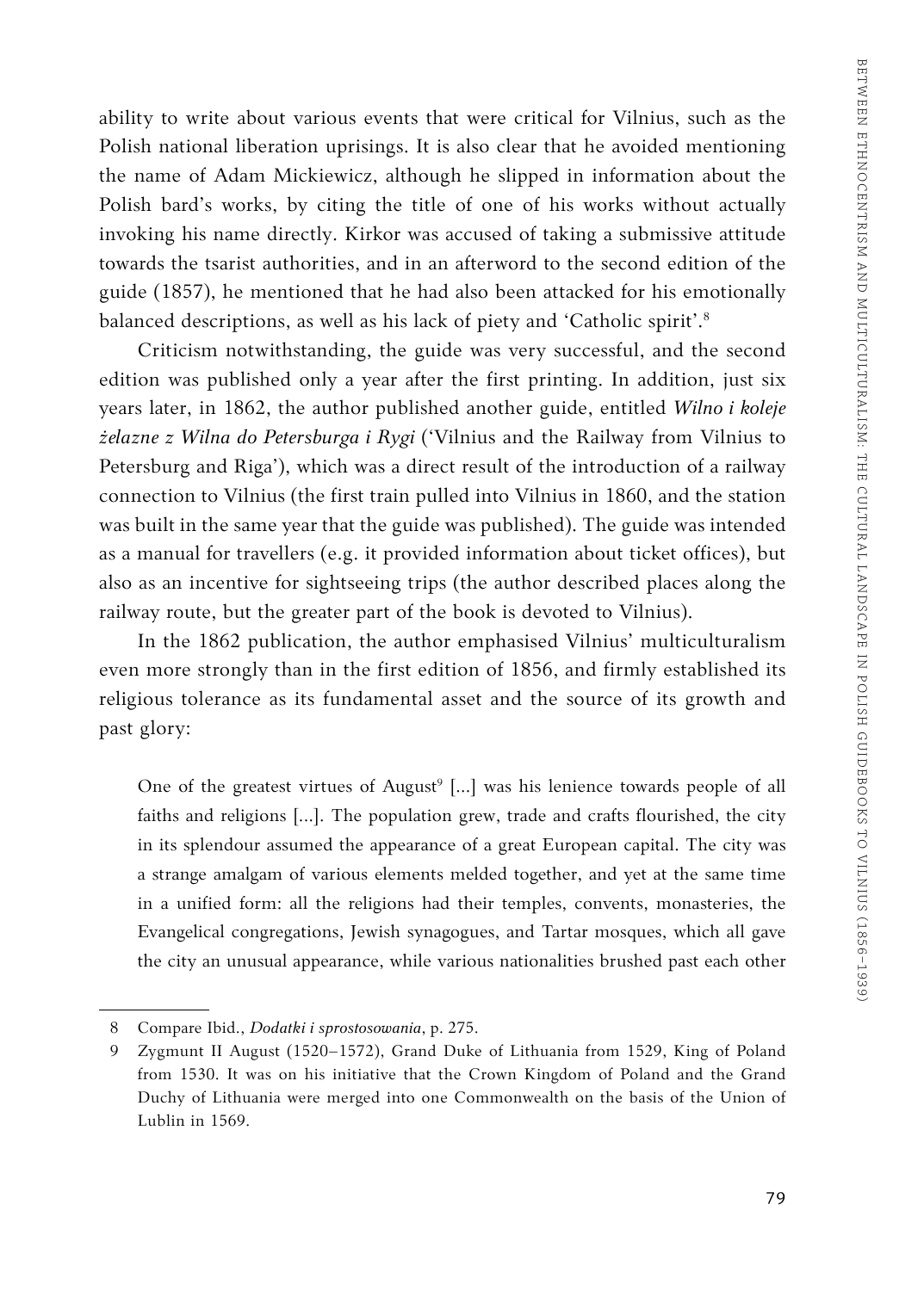ability to write about various events that were critical for Vilnius, such as the Polish national liberation uprisings. It is also clear that he avoided mentioning the name of Adam Mickiewicz, although he slipped in information about the Polish bard's works, by citing the title of one of his works without actually invoking his name directly. Kirkor was accused of taking a submissive attitude towards the tsarist authorities, and in an afterword to the second edition of the guide (1857), he mentioned that he had also been attacked for his emotionally balanced descriptions, as well as his lack of piety and 'Catholic spirit'.[8]

Criticism notwithstanding, the guide was very successful, and the second edition was published only a year after the first printing. In addition, just six years later, in 1862, the author published another guide, entitled *Wilno i koleje żelazne z Wilna do Petersburga i Rygi* ('Vilnius and the Railway from Vilnius to Petersburg and Riga'), which was a direct result of the introduction of a railway connection to Vilnius (the first train pulled into Vilnius in 1860, and the station was built in the same year that the guide was published). The guide was intended as a manual for travellers (e.g. it provided information about ticket offices), but also as an incentive for sightseeing trips (the author described places along the railway route, but the greater part of the book is devoted to Vilnius).

In the 1862 publication, the author emphasised Vilnius' multiculturalism even more strongly than in the first edition of 1856, and firmly established its religious tolerance as its fundamental asset and the source of its growth and past glory:

> One of the greatest virtues of August[9] [...] was his lenience towards people of all faiths and religions [...]. The population grew, trade and crafts flourished, the city in its splendour assumed the appearance of a great European capital. The city was a strange amalgam of various elements melded together, and yet at the same time in a unified form: all the religions had their temples, convents, monasteries, the Evangelical congregations, Jewish synagogues, and Tartar mosques, which all gave the city an unusual appearance, while various nationalities brushed past each other

---

8 Compare Ibid., *Dodatki i sprostosowania*, p. 275.

9 Zygmunt II August (1520–1572), Grand Duke of Lithuania from 1529, King of Poland from 1530. It was on his initiative that the Crown Kingdom of Poland and the Grand Duchy of Lithuania were merged into one Commonwealth on the basis of the Union of Lublin in 1569.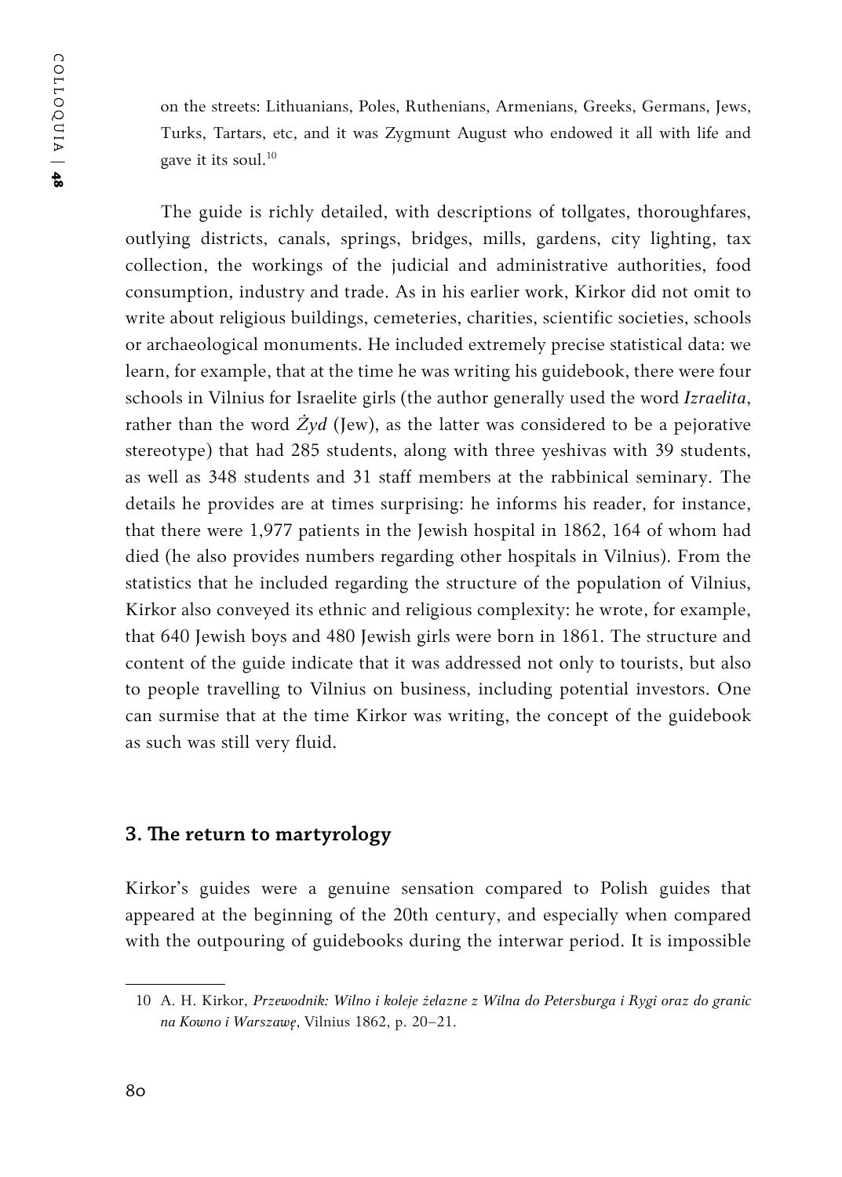on the streets: Lithuanians, Poles, Ruthenians, Armenians, Greeks, Germans, Jews, Turks, Tartars, etc, and it was Zygmunt August who endowed it all with life and gave it its soul.[10]

The guide is richly detailed, with descriptions of tollgates, thoroughfares, outlying districts, canals, springs, bridges, mills, gardens, city lighting, tax collection, the workings of the judicial and administrative authorities, food consumption, industry and trade. As in his earlier work, Kirkor did not omit to write about religious buildings, cemeteries, charities, scientific societies, schools or archaeological monuments. He included extremely precise statistical data: we learn, for example, that at the time he was writing his guidebook, there were four schools in Vilnius for Israelite girls (the author generally used the word *Izraelita*, rather than the word *Żyd* (Jew), as the latter was considered to be a pejorative stereotype) that had 285 students, along with three yeshivas with 39 students, as well as 348 students and 31 staff members at the rabbinical seminary. The details he provides are at times surprising: he informs his reader, for instance, that there were 1,977 patients in the Jewish hospital in 1862, 164 of whom had died (he also provides numbers regarding other hospitals in Vilnius). From the statistics that he included regarding the structure of the population of Vilnius, Kirkor also conveyed its ethnic and religious complexity: he wrote, for example, that 640 Jewish boys and 480 Jewish girls were born in 1861. The structure and content of the guide indicate that it was addressed not only to tourists, but also to people travelling to Vilnius on business, including potential investors. One can surmise that at the time Kirkor was writing, the concept of the guidebook as such was still very fluid.

## 3. The return to martyrology

Kirkor's guides were a genuine sensation compared to Polish guides that appeared at the beginning of the 20th century, and especially when compared with the outpouring of guidebooks during the interwar period. It is impossible

10 A. H. Kirkor, *Przewodnik: Wilno i koleje żelazne z Wilna do Petersburga i Rygi oraz do granic na Kowno i Warszawę*, Vilnius 1862, p. 20–21.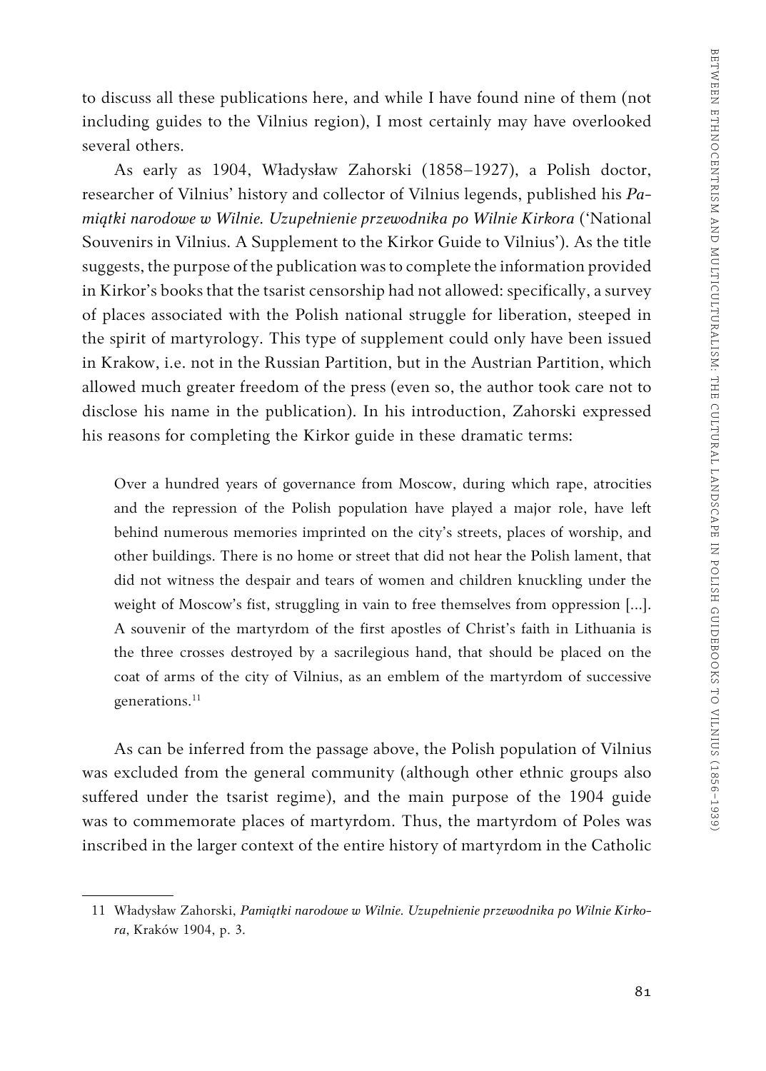to discuss all these publications here, and while I have found nine of them (not including guides to the Vilnius region), I most certainly may have overlooked several others.

As early as 1904, Władysław Zahorski (1858–1927), a Polish doctor, researcher of Vilnius' history and collector of Vilnius legends, published his *Pamiątki narodowe w Wilnie. Uzupełnienie przewodnika po Wilnie Kirkora* ('National Souvenirs in Vilnius. A Supplement to the Kirkor Guide to Vilnius'). As the title suggests, the purpose of the publication was to complete the information provided in Kirkor's books that the tsarist censorship had not allowed: specifically, a survey of places associated with the Polish national struggle for liberation, steeped in the spirit of martyrology. This type of supplement could only have been issued in Krakow, i.e. not in the Russian Partition, but in the Austrian Partition, which allowed much greater freedom of the press (even so, the author took care not to disclose his name in the publication). In his introduction, Zahorski expressed his reasons for completing the Kirkor guide in these dramatic terms:

> Over a hundred years of governance from Moscow, during which rape, atrocities and the repression of the Polish population have played a major role, have left behind numerous memories imprinted on the city's streets, places of worship, and other buildings. There is no home or street that did not hear the Polish lament, that did not witness the despair and tears of women and children knuckling under the weight of Moscow's fist, struggling in vain to free themselves from oppression [...]. A souvenir of the martyrdom of the first apostles of Christ's faith in Lithuania is the three crosses destroyed by a sacrilegious hand, that should be placed on the coat of arms of the city of Vilnius, as an emblem of the martyrdom of successive generations.[11]

As can be inferred from the passage above, the Polish population of Vilnius was excluded from the general community (although other ethnic groups also suffered under the tsarist regime), and the main purpose of the 1904 guide was to commemorate places of martyrdom. Thus, the martyrdom of Poles was inscribed in the larger context of the entire history of martyrdom in the Catholic

---

11 Władysław Zahorski, *Pamiątki narodowe w Wilnie. Uzupełnienie przewodnika po Wilnie Kirkora*, Kraków 1904, p. 3.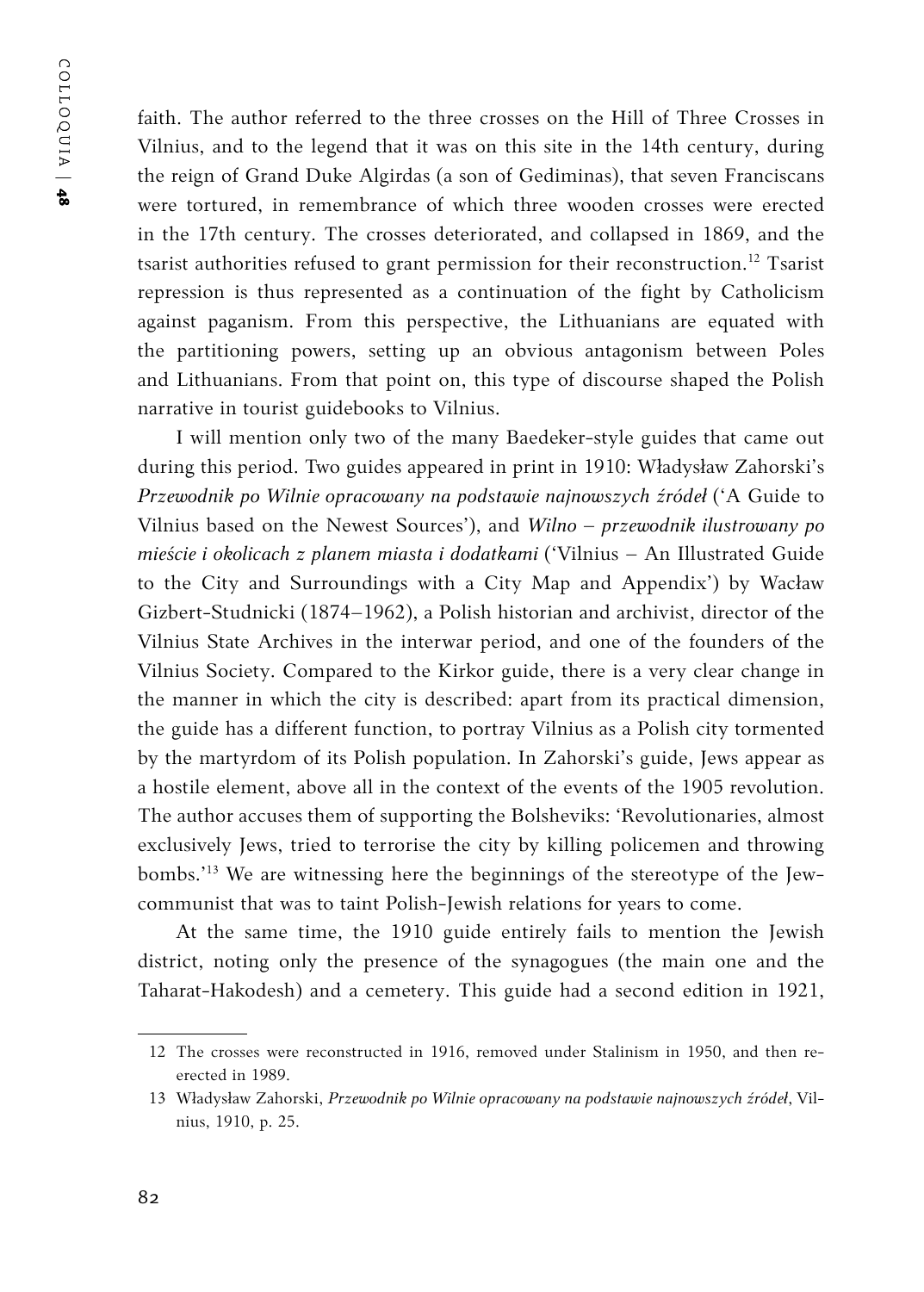faith. The author referred to the three crosses on the Hill of Three Crosses in Vilnius, and to the legend that it was on this site in the 14th century, during the reign of Grand Duke Algirdas (a son of Gediminas), that seven Franciscans were tortured, in remembrance of which three wooden crosses were erected in the 17th century. The crosses deteriorated, and collapsed in 1869, and the tsarist authorities refused to grant permission for their reconstruction.[12] Tsarist repression is thus represented as a continuation of the fight by Catholicism against paganism. From this perspective, the Lithuanians are equated with the partitioning powers, setting up an obvious antagonism between Poles and Lithuanians. From that point on, this type of discourse shaped the Polish narrative in tourist guidebooks to Vilnius.

I will mention only two of the many Baedeker-style guides that came out during this period. Two guides appeared in print in 1910: Władysław Zahorski's *Przewodnik po Wilnie opracowany na podstawie najnowszych źródeł* ('A Guide to Vilnius based on the Newest Sources'), and *Wilno – przewodnik ilustrowany po mieście i okolicach z planem miasta i dodatkami* ('Vilnius – An Illustrated Guide to the City and Surroundings with a City Map and Appendix') by Wacław Gizbert-Studnicki (1874–1962), a Polish historian and archivist, director of the Vilnius State Archives in the interwar period, and one of the founders of the Vilnius Society. Compared to the Kirkor guide, there is a very clear change in the manner in which the city is described: apart from its practical dimension, the guide has a different function, to portray Vilnius as a Polish city tormented by the martyrdom of its Polish population. In Zahorski's guide, Jews appear as a hostile element, above all in the context of the events of the 1905 revolution. The author accuses them of supporting the Bolsheviks: 'Revolutionaries, almost exclusively Jews, tried to terrorise the city by killing policemen and throwing bombs.'[13] We are witnessing here the beginnings of the stereotype of the Jew-communist that was to taint Polish-Jewish relations for years to come.

At the same time, the 1910 guide entirely fails to mention the Jewish district, noting only the presence of the synagogues (the main one and the Taharat-Hakodesh) and a cemetery. This guide had a second edition in 1921,

---

12 The crosses were reconstructed in 1916, removed under Stalinism in 1950, and then re-erected in 1989.

13 Władysław Zahorski, *Przewodnik po Wilnie opracowany na podstawie najnowszych źródeł*, Vilnius, 1910, p. 25.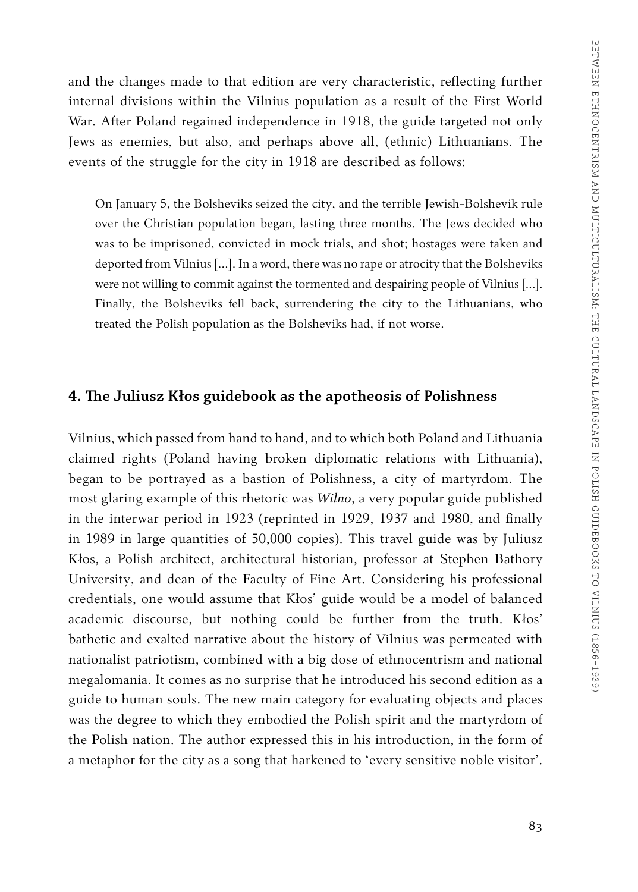and the changes made to that edition are very characteristic, reflecting further internal divisions within the Vilnius population as a result of the First World War. After Poland regained independence in 1918, the guide targeted not only Jews as enemies, but also, and perhaps above all, (ethnic) Lithuanians. The events of the struggle for the city in 1918 are described as follows:

> On January 5, the Bolsheviks seized the city, and the terrible Jewish-Bolshevik rule over the Christian population began, lasting three months. The Jews decided who was to be imprisoned, convicted in mock trials, and shot; hostages were taken and deported from Vilnius [...]. In a word, there was no rape or atrocity that the Bolsheviks were not willing to commit against the tormented and despairing people of Vilnius [...]. Finally, the Bolsheviks fell back, surrendering the city to the Lithuanians, who treated the Polish population as the Bolsheviks had, if not worse.

## 4. The Juliusz Kłos guidebook as the apotheosis of Polishness

Vilnius, which passed from hand to hand, and to which both Poland and Lithuania claimed rights (Poland having broken diplomatic relations with Lithuania), began to be portrayed as a bastion of Polishness, a city of martyrdom. The most glaring example of this rhetoric was *Wilno*, a very popular guide published in the interwar period in 1923 (reprinted in 1929, 1937 and 1980, and finally in 1989 in large quantities of 50,000 copies). This travel guide was by Juliusz Kłos, a Polish architect, architectural historian, professor at Stephen Bathory University, and dean of the Faculty of Fine Art. Considering his professional credentials, one would assume that Kłos' guide would be a model of balanced academic discourse, but nothing could be further from the truth. Kłos' bathetic and exalted narrative about the history of Vilnius was permeated with nationalist patriotism, combined with a big dose of ethnocentrism and national megalomania. It comes as no surprise that he introduced his second edition as a guide to human souls. The new main category for evaluating objects and places was the degree to which they embodied the Polish spirit and the martyrdom of the Polish nation. The author expressed this in his introduction, in the form of a metaphor for the city as a song that harkened to 'every sensitive noble visitor'.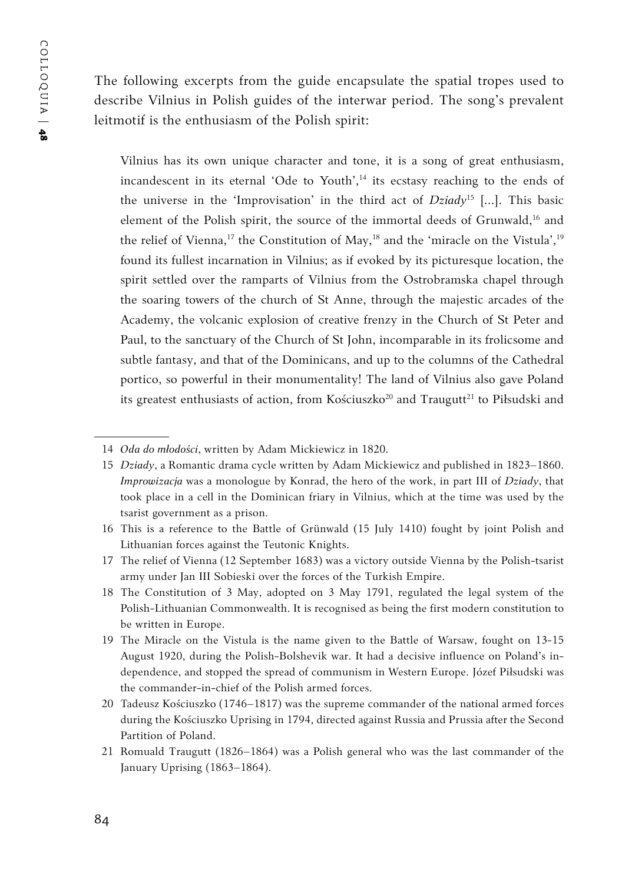The following excerpts from the guide encapsulate the spatial tropes used to describe Vilnius in Polish guides of the interwar period. The song's prevalent leitmotif is the enthusiasm of the Polish spirit:

> Vilnius has its own unique character and tone, it is a song of great enthusiasm, incandescent in its eternal 'Ode to Youth',[14] its ecstasy reaching to the ends of the universe in the 'Improvisation' in the third act of *Dziady*[15] [...]. This basic element of the Polish spirit, the source of the immortal deeds of Grunwald,[16] and the relief of Vienna,[17] the Constitution of May,[18] and the 'miracle on the Vistula',[19] found its fullest incarnation in Vilnius; as if evoked by its picturesque location, the spirit settled over the ramparts of Vilnius from the Ostrobramska chapel through the soaring towers of the church of St Anne, through the majestic arcades of the Academy, the volcanic explosion of creative frenzy in the Church of St Peter and Paul, to the sanctuary of the Church of St John, incomparable in its frolicsome and subtle fantasy, and that of the Dominicans, and up to the columns of the Cathedral portico, so powerful in their monumentality! The land of Vilnius also gave Poland its greatest enthusiasts of action, from Kościuszko[20] and Traugutt[21] to Piłsudski and

---

14 *Oda do młodości*, written by Adam Mickiewicz in 1820.

15 *Dziady*, a Romantic drama cycle written by Adam Mickiewicz and published in 1823–1860. *Improwizacja* was a monologue by Konrad, the hero of the work, in part III of *Dziady*, that took place in a cell in the Dominican friary in Vilnius, which at the time was used by the tsarist government as a prison.

16 This is a reference to the Battle of Grünwald (15 July 1410) fought by joint Polish and Lithuanian forces against the Teutonic Knights.

17 The relief of Vienna (12 September 1683) was a victory outside Vienna by the Polish-tsarist army under Jan III Sobieski over the forces of the Turkish Empire.

18 The Constitution of 3 May, adopted on 3 May 1791, regulated the legal system of the Polish-Lithuanian Commonwealth. It is recognised as being the first modern constitution to be written in Europe.

19 The Miracle on the Vistula is the name given to the Battle of Warsaw, fought on 13-15 August 1920, during the Polish-Bolshevik war. It had a decisive influence on Poland's independence, and stopped the spread of communism in Western Europe. Józef Piłsudski was the commander-in-chief of the Polish armed forces.

20 Tadeusz Kościuszko (1746–1817) was the supreme commander of the national armed forces during the Kościuszko Uprising in 1794, directed against Russia and Prussia after the Second Partition of Poland.

21 Romuald Traugutt (1826–1864) was a Polish general who was the last commander of the January Uprising (1863–1864).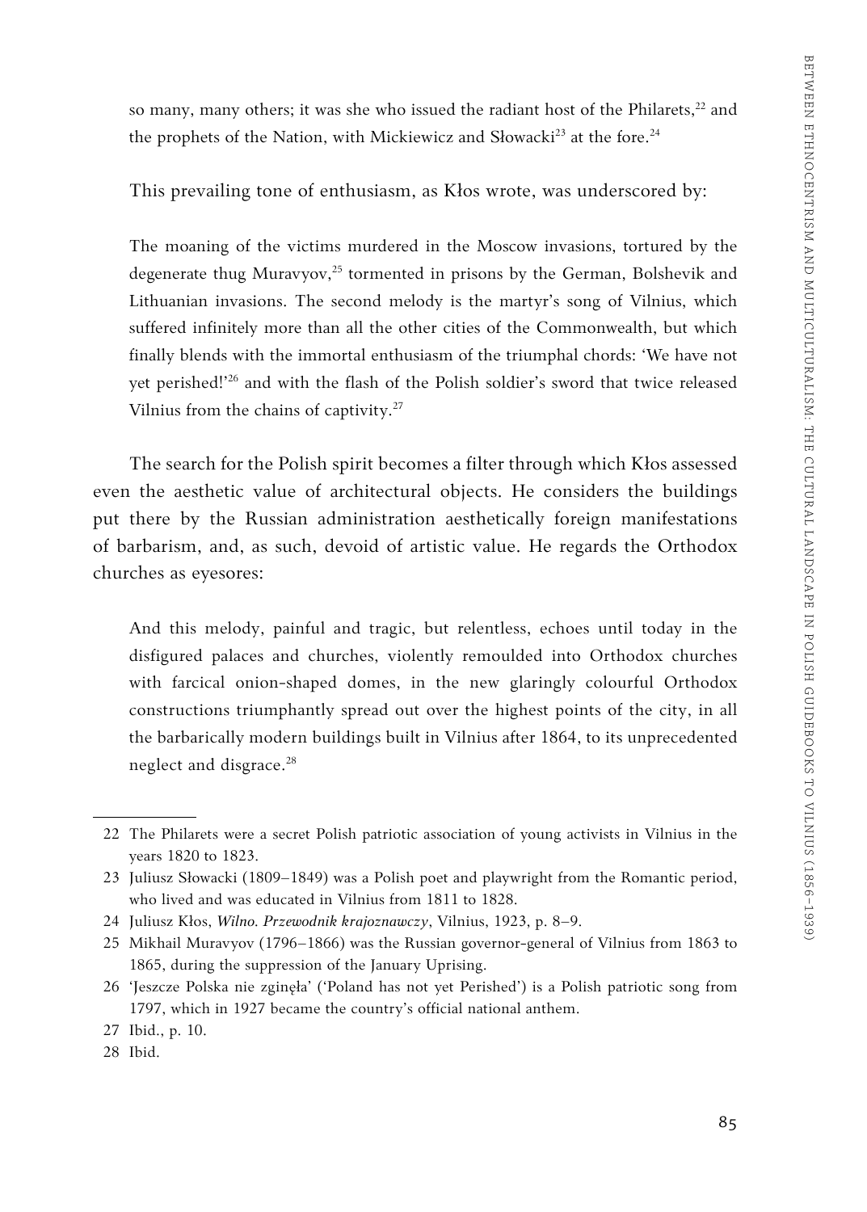so many, many others; it was she who issued the radiant host of the Philarets,[22] and the prophets of the Nation, with Mickiewicz and Słowacki[23] at the fore.[24]

This prevailing tone of enthusiasm, as Kłos wrote, was underscored by:

> The moaning of the victims murdered in the Moscow invasions, tortured by the degenerate thug Muravyov,[25] tormented in prisons by the German, Bolshevik and Lithuanian invasions. The second melody is the martyr's song of Vilnius, which suffered infinitely more than all the other cities of the Commonwealth, but which finally blends with the immortal enthusiasm of the triumphal chords: 'We have not yet perished!'[26] and with the flash of the Polish soldier's sword that twice released Vilnius from the chains of captivity.[27]

The search for the Polish spirit becomes a filter through which Kłos assessed even the aesthetic value of architectural objects. He considers the buildings put there by the Russian administration aesthetically foreign manifestations of barbarism, and, as such, devoid of artistic value. He regards the Orthodox churches as eyesores:

> And this melody, painful and tragic, but relentless, echoes until today in the disfigured palaces and churches, violently remoulded into Orthodox churches with farcical onion-shaped domes, in the new glaringly colourful Orthodox constructions triumphantly spread out over the highest points of the city, in all the barbarically modern buildings built in Vilnius after 1864, to its unprecedented neglect and disgrace.[28]

---

22 The Philarets were a secret Polish patriotic association of young activists in Vilnius in the years 1820 to 1823.

23 Juliusz Słowacki (1809–1849) was a Polish poet and playwright from the Romantic period, who lived and was educated in Vilnius from 1811 to 1828.

24 Juliusz Kłos, *Wilno. Przewodnik krajoznawczy*, Vilnius, 1923, p. 8–9.

25 Mikhail Muravyov (1796–1866) was the Russian governor-general of Vilnius from 1863 to 1865, during the suppression of the January Uprising.

26 'Jeszcze Polska nie zginęła' ('Poland has not yet Perished') is a Polish patriotic song from 1797, which in 1927 became the country's official national anthem.

27 Ibid., p. 10.

28 Ibid.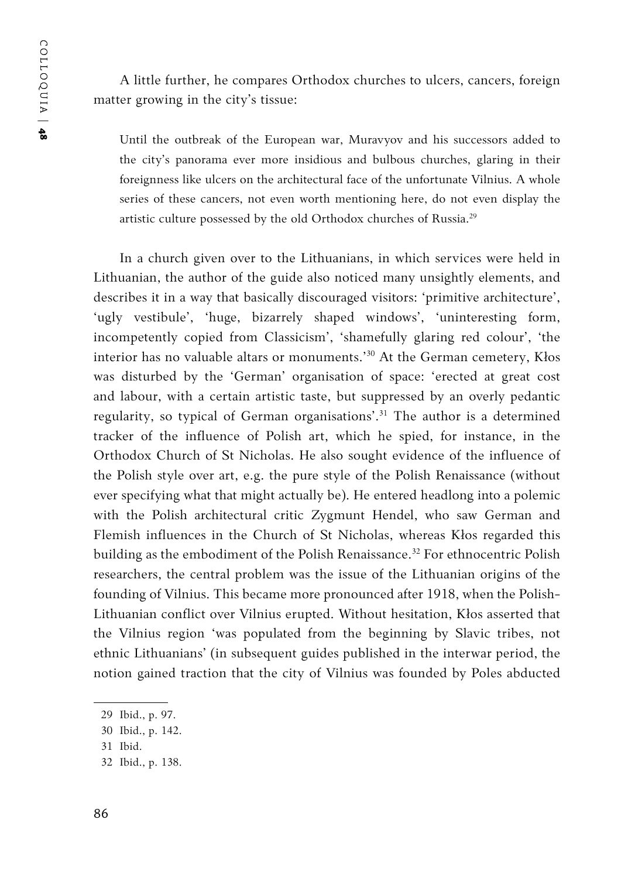A little further, he compares Orthodox churches to ulcers, cancers, foreign matter growing in the city's tissue:

> Until the outbreak of the European war, Muravyov and his successors added to the city's panorama ever more insidious and bulbous churches, glaring in their foreignness like ulcers on the architectural face of the unfortunate Vilnius. A whole series of these cancers, not even worth mentioning here, do not even display the artistic culture possessed by the old Orthodox churches of Russia.[29]

In a church given over to the Lithuanians, in which services were held in Lithuanian, the author of the guide also noticed many unsightly elements, and describes it in a way that basically discouraged visitors: 'primitive architecture', 'ugly vestibule', 'huge, bizarrely shaped windows', 'uninteresting form, incompetently copied from Classicism', 'shamefully glaring red colour', 'the interior has no valuable altars or monuments.'[30] At the German cemetery, Kłos was disturbed by the 'German' organisation of space: 'erected at great cost and labour, with a certain artistic taste, but suppressed by an overly pedantic regularity, so typical of German organisations'.[31] The author is a determined tracker of the influence of Polish art, which he spied, for instance, in the Orthodox Church of St Nicholas. He also sought evidence of the influence of the Polish style over art, e.g. the pure style of the Polish Renaissance (without ever specifying what that might actually be). He entered headlong into a polemic with the Polish architectural critic Zygmunt Hendel, who saw German and Flemish influences in the Church of St Nicholas, whereas Kłos regarded this building as the embodiment of the Polish Renaissance.[32] For ethnocentric Polish researchers, the central problem was the issue of the Lithuanian origins of the founding of Vilnius. This became more pronounced after 1918, when the Polish-Lithuanian conflict over Vilnius erupted. Without hesitation, Kłos asserted that the Vilnius region 'was populated from the beginning by Slavic tribes, not ethnic Lithuanians' (in subsequent guides published in the interwar period, the notion gained traction that the city of Vilnius was founded by Poles abducted

---

29 Ibid., p. 97.

30 Ibid., p. 142.

31 Ibid.

32 Ibid., p. 138.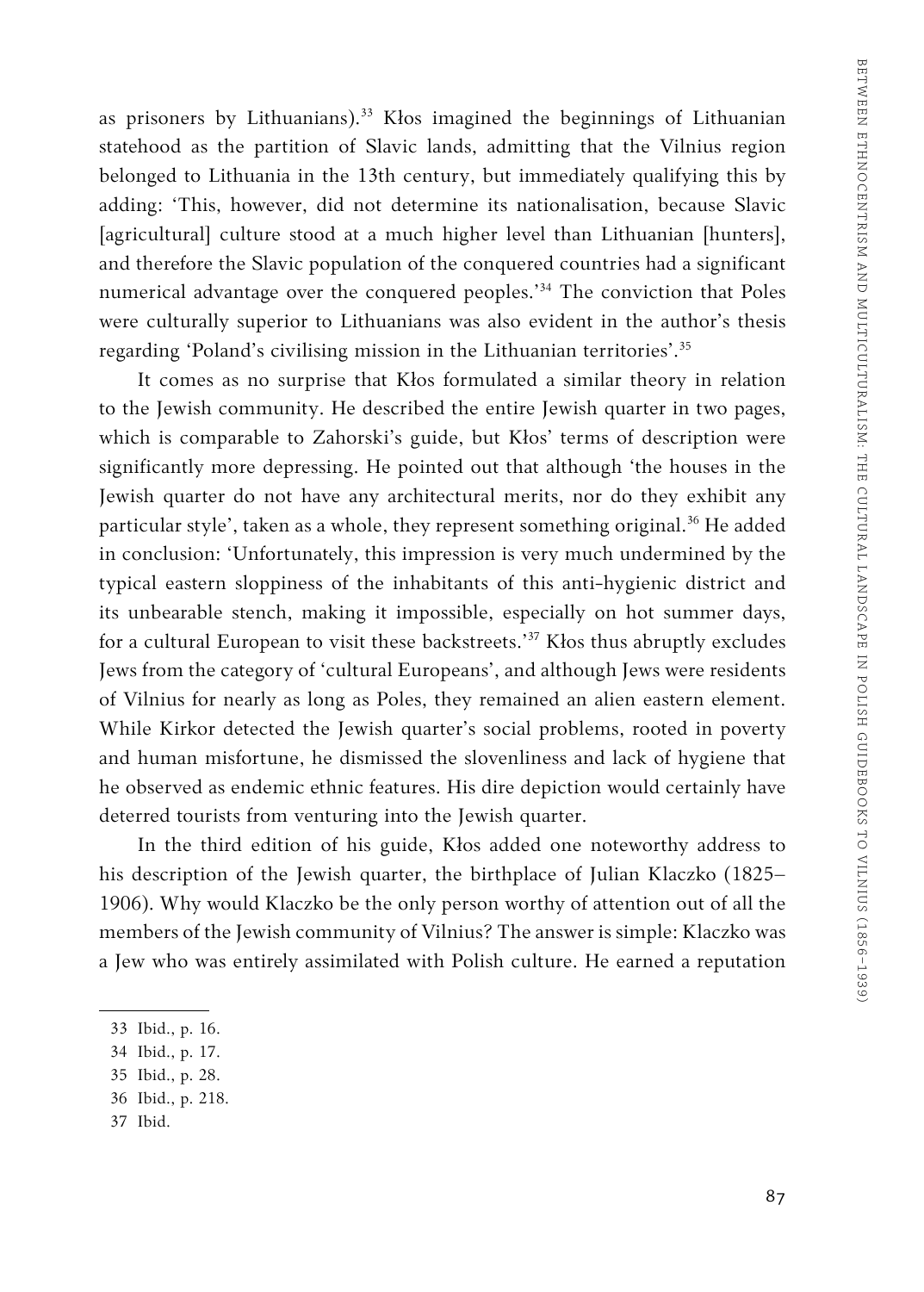as prisoners by Lithuanians).[33] Kłos imagined the beginnings of Lithuanian statehood as the partition of Slavic lands, admitting that the Vilnius region belonged to Lithuania in the 13th century, but immediately qualifying this by adding: 'This, however, did not determine its nationalisation, because Slavic [agricultural] culture stood at a much higher level than Lithuanian [hunters], and therefore the Slavic population of the conquered countries had a significant numerical advantage over the conquered peoples.'[34] The conviction that Poles were culturally superior to Lithuanians was also evident in the author's thesis regarding 'Poland's civilising mission in the Lithuanian territories'.[35]

It comes as no surprise that Kłos formulated a similar theory in relation to the Jewish community. He described the entire Jewish quarter in two pages, which is comparable to Zahorski's guide, but Kłos' terms of description were significantly more depressing. He pointed out that although 'the houses in the Jewish quarter do not have any architectural merits, nor do they exhibit any particular style', taken as a whole, they represent something original.[36] He added in conclusion: 'Unfortunately, this impression is very much undermined by the typical eastern sloppiness of the inhabitants of this anti-hygienic district and its unbearable stench, making it impossible, especially on hot summer days, for a cultural European to visit these backstreets.'[37] Kłos thus abruptly excludes Jews from the category of 'cultural Europeans', and although Jews were residents of Vilnius for nearly as long as Poles, they remained an alien eastern element. While Kirkor detected the Jewish quarter's social problems, rooted in poverty and human misfortune, he dismissed the slovenliness and lack of hygiene that he observed as endemic ethnic features. His dire depiction would certainly have deterred tourists from venturing into the Jewish quarter.

In the third edition of his guide, Kłos added one noteworthy address to his description of the Jewish quarter, the birthplace of Julian Klaczko (1825–1906). Why would Klaczko be the only person worthy of attention out of all the members of the Jewish community of Vilnius? The answer is simple: Klaczko was a Jew who was entirely assimilated with Polish culture. He earned a reputation

33 Ibid., p. 16.

34 Ibid., p. 17.

35 Ibid., p. 28.

36 Ibid., p. 218.

37 Ibid.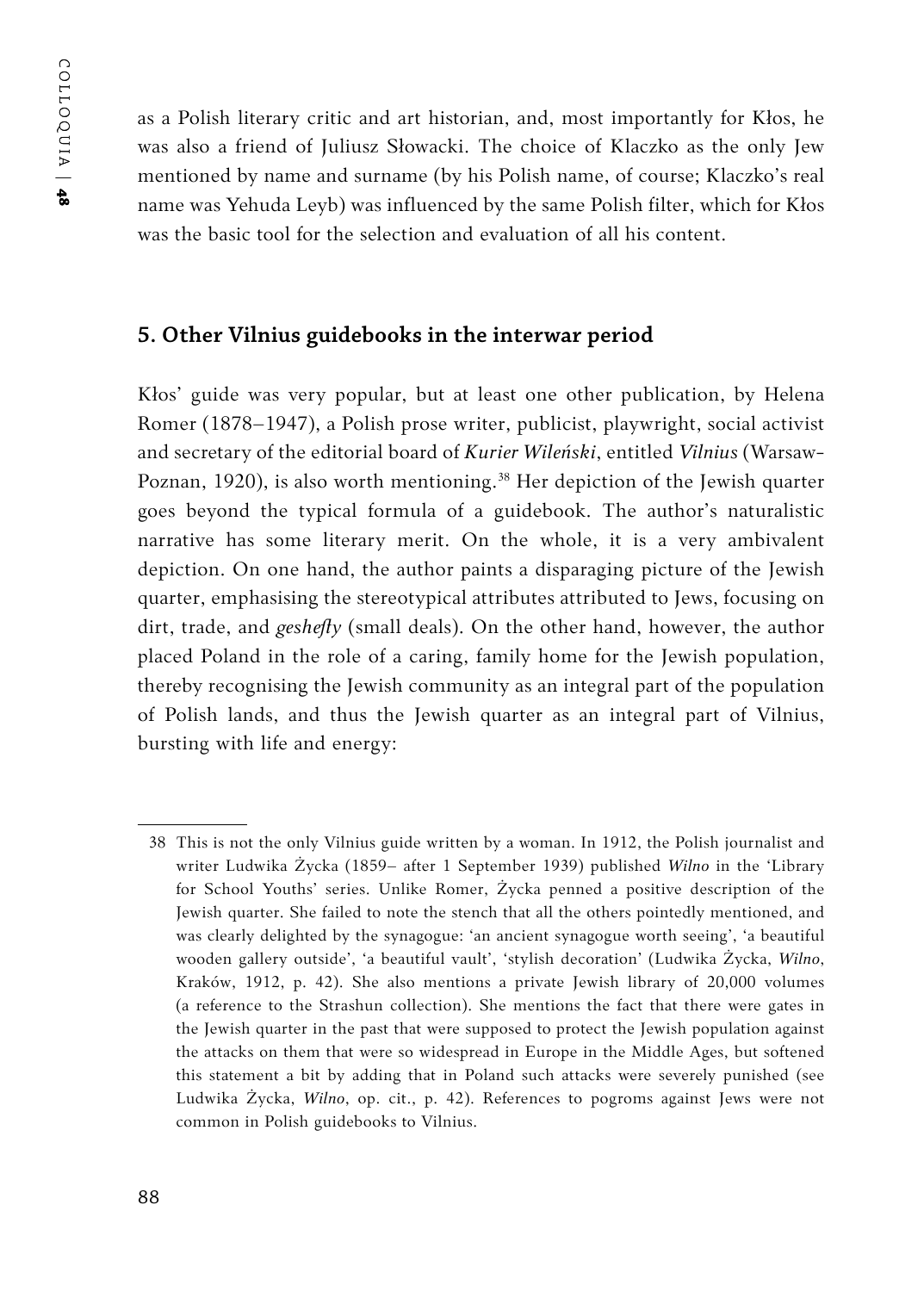as a Polish literary critic and art historian, and, most importantly for Kłos, he was also a friend of Juliusz Słowacki. The choice of Klaczko as the only Jew mentioned by name and surname (by his Polish name, of course; Klaczko's real name was Yehuda Leyb) was influenced by the same Polish filter, which for Kłos was the basic tool for the selection and evaluation of all his content.

## 5. Other Vilnius guidebooks in the interwar period

Kłos' guide was very popular, but at least one other publication, by Helena Romer (1878–1947), a Polish prose writer, publicist, playwright, social activist and secretary of the editorial board of *Kurier Wileński*, entitled *Vilnius* (Warsaw-Poznan, 1920), is also worth mentioning.[38] Her depiction of the Jewish quarter goes beyond the typical formula of a guidebook. The author's naturalistic narrative has some literary merit. On the whole, it is a very ambivalent depiction. On one hand, the author paints a disparaging picture of the Jewish quarter, emphasising the stereotypical attributes attributed to Jews, focusing on dirt, trade, and *gesheftly* (small deals). On the other hand, however, the author placed Poland in the role of a caring, family home for the Jewish population, thereby recognising the Jewish community as an integral part of the population of Polish lands, and thus the Jewish quarter as an integral part of Vilnius, bursting with life and energy:

---

38 This is not the only Vilnius guide written by a woman. In 1912, the Polish journalist and writer Ludwika Życka (1859– after 1 September 1939) published *Wilno* in the 'Library for School Youths' series. Unlike Romer, Życka penned a positive description of the Jewish quarter. She failed to note the stench that all the others pointedly mentioned, and was clearly delighted by the synagogue: 'an ancient synagogue worth seeing', 'a beautiful wooden gallery outside', 'a beautiful vault', 'stylish decoration' (Ludwika Życka, *Wilno*, Kraków, 1912, p. 42). She also mentions a private Jewish library of 20,000 volumes (a reference to the Strashun collection). She mentions the fact that there were gates in the Jewish quarter in the past that were supposed to protect the Jewish population against the attacks on them that were so widespread in Europe in the Middle Ages, but softened this statement a bit by adding that in Poland such attacks were severely punished (see Ludwika Życka, *Wilno*, op. cit., p. 42). References to pogroms against Jews were not common in Polish guidebooks to Vilnius.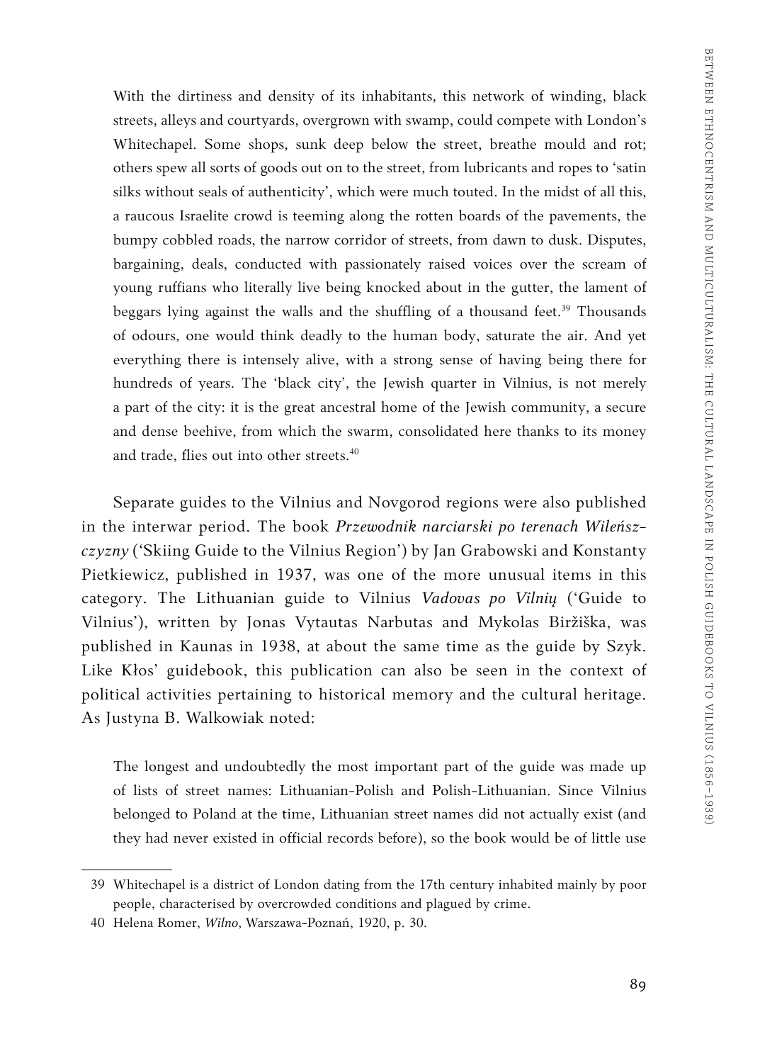> With the dirtiness and density of its inhabitants, this network of winding, black streets, alleys and courtyards, overgrown with swamp, could compete with London's Whitechapel. Some shops, sunk deep below the street, breathe mould and rot; others spew all sorts of goods out on to the street, from lubricants and ropes to 'satin silks without seals of authenticity', which were much touted. In the midst of all this, a raucous Israelite crowd is teeming along the rotten boards of the pavements, the bumpy cobbled roads, the narrow corridor of streets, from dawn to dusk. Disputes, bargaining, deals, conducted with passionately raised voices over the scream of young ruffians who literally live being knocked about in the gutter, the lament of beggars lying against the walls and the shuffling of a thousand feet.[39] Thousands of odours, one would think deadly to the human body, saturate the air. And yet everything there is intensely alive, with a strong sense of having being there for hundreds of years. The 'black city', the Jewish quarter in Vilnius, is not merely a part of the city: it is the great ancestral home of the Jewish community, a secure and dense beehive, from which the swarm, consolidated here thanks to its money and trade, flies out into other streets.[40]

Separate guides to the Vilnius and Novgorod regions were also published in the interwar period. The book *Przewodnik narciarski po terenach Wileńszczyzny* ('Skiing Guide to the Vilnius Region') by Jan Grabowski and Konstanty Pietkiewicz, published in 1937, was one of the more unusual items in this category. The Lithuanian guide to Vilnius *Vadovas po Vilnių* ('Guide to Vilnius'), written by Jonas Vytautas Narbutas and Mykolas Biržiška, was published in Kaunas in 1938, at about the same time as the guide by Szyk. Like Kłos' guidebook, this publication can also be seen in the context of political activities pertaining to historical memory and the cultural heritage. As Justyna B. Walkowiak noted:

> The longest and undoubtedly the most important part of the guide was made up of lists of street names: Lithuanian-Polish and Polish-Lithuanian. Since Vilnius belonged to Poland at the time, Lithuanian street names did not actually exist (and they had never existed in official records before), so the book would be of little use

---

39 Whitechapel is a district of London dating from the 17th century inhabited mainly by poor people, characterised by overcrowded conditions and plagued by crime.

40 Helena Romer, *Wilno*, Warszawa-Poznań, 1920, p. 30.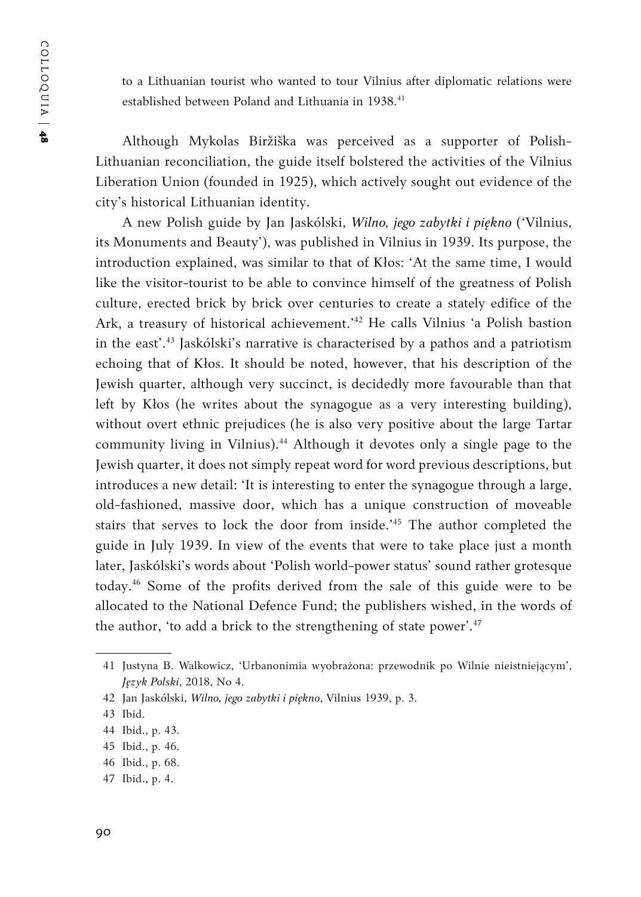to a Lithuanian tourist who wanted to tour Vilnius after diplomatic relations were established between Poland and Lithuania in 1938.[41]

Although Mykolas Biržiška was perceived as a supporter of Polish-Lithuanian reconciliation, the guide itself bolstered the activities of the Vilnius Liberation Union (founded in 1925), which actively sought out evidence of the city's historical Lithuanian identity.

A new Polish guide by Jan Jaskólski, *Wilno, jego zabytki i piękno* ('Vilnius, its Monuments and Beauty'), was published in Vilnius in 1939. Its purpose, the introduction explained, was similar to that of Kłos: 'At the same time, I would like the visitor-tourist to be able to convince himself of the greatness of Polish culture, erected brick by brick over centuries to create a stately edifice of the Ark, a treasury of historical achievement.'[42] He calls Vilnius 'a Polish bastion in the east'.[43] Jaskólski's narrative is characterised by a pathos and a patriotism echoing that of Kłos. It should be noted, however, that his description of the Jewish quarter, although very succinct, is decidedly more favourable than that left by Kłos (he writes about the synagogue as a very interesting building), without overt ethnic prejudices (he is also very positive about the large Tartar community living in Vilnius).[44] Although it devotes only a single page to the Jewish quarter, it does not simply repeat word for word previous descriptions, but introduces a new detail: 'It is interesting to enter the synagogue through a large, old-fashioned, massive door, which has a unique construction of moveable stairs that serves to lock the door from inside.'[45] The author completed the guide in July 1939. In view of the events that were to take place just a month later, Jaskólski's words about 'Polish world-power status' sound rather grotesque today.[46] Some of the profits derived from the sale of this guide were to be allocated to the National Defence Fund; the publishers wished, in the words of the author, 'to add a brick to the strengthening of state power'.[47]

---

41 Justyna B. Walkowicz, 'Urbanonimia wyobrażona: przewodnik po Wilnie nieistniejącym', *Język Polski*, 2018, No 4.

42 Jan Jaskólski, *Wilno, jego zabytki i piękno*, Vilnius 1939, p. 3.

43 Ibid.

44 Ibid., p. 43.

45 Ibid., p. 46.

46 Ibid., p. 68.

47 Ibid., p. 4.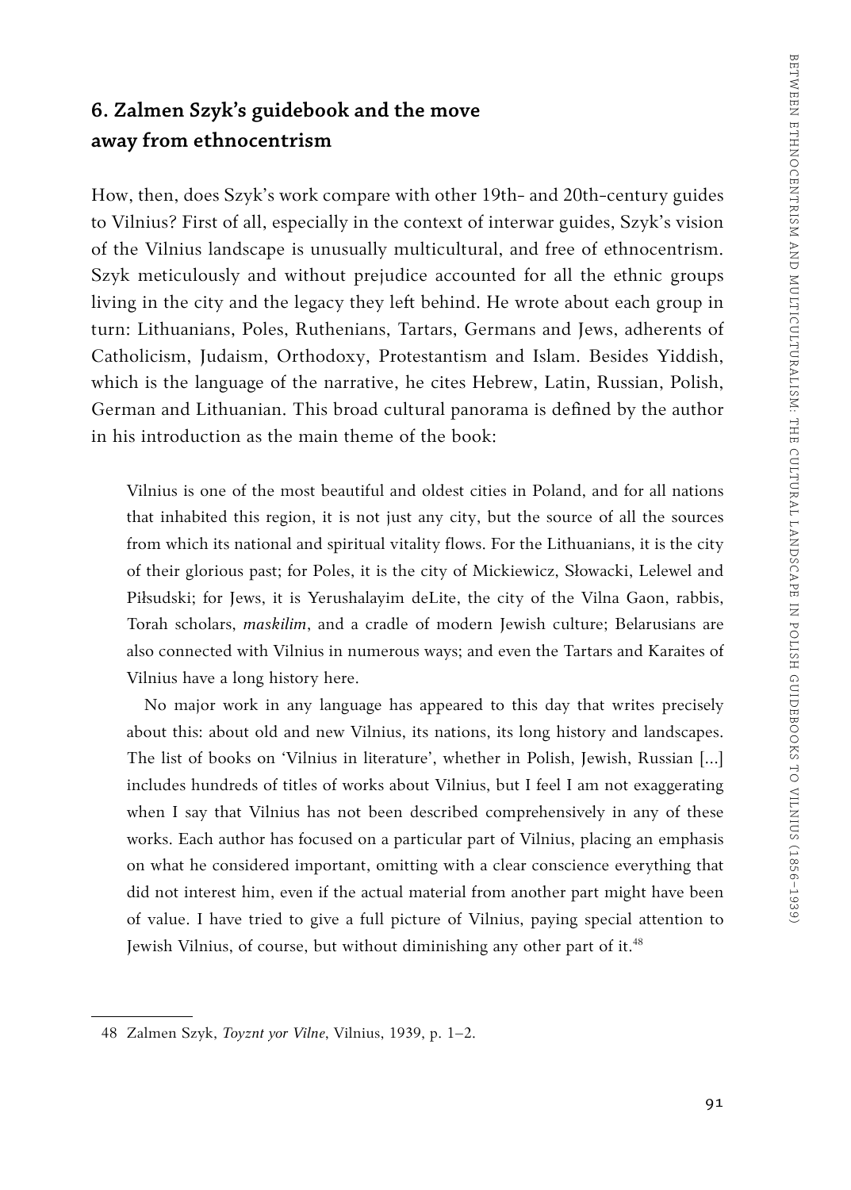## 6. Zalmen Szyk's guidebook and the move away from ethnocentrism

How, then, does Szyk's work compare with other 19th- and 20th-century guides to Vilnius? First of all, especially in the context of interwar guides, Szyk's vision of the Vilnius landscape is unusually multicultural, and free of ethnocentrism. Szyk meticulously and without prejudice accounted for all the ethnic groups living in the city and the legacy they left behind. He wrote about each group in turn: Lithuanians, Poles, Ruthenians, Tartars, Germans and Jews, adherents of Catholicism, Judaism, Orthodoxy, Protestantism and Islam. Besides Yiddish, which is the language of the narrative, he cites Hebrew, Latin, Russian, Polish, German and Lithuanian. This broad cultural panorama is defined by the author in his introduction as the main theme of the book:

> Vilnius is one of the most beautiful and oldest cities in Poland, and for all nations that inhabited this region, it is not just any city, but the source of all the sources from which its national and spiritual vitality flows. For the Lithuanians, it is the city of their glorious past; for Poles, it is the city of Mickiewicz, Słowacki, Lelewel and Piłsudski; for Jews, it is Yerushalayim deLite, the city of the Vilna Gaon, rabbis, Torah scholars, *maskilim*, and a cradle of modern Jewish culture; Belarusians are also connected with Vilnius in numerous ways; and even the Tartars and Karaites of Vilnius have a long history here.
>
> No major work in any language has appeared to this day that writes precisely about this: about old and new Vilnius, its nations, its long history and landscapes. The list of books on 'Vilnius in literature', whether in Polish, Jewish, Russian [...] includes hundreds of titles of works about Vilnius, but I feel I am not exaggerating when I say that Vilnius has not been described comprehensively in any of these works. Each author has focused on a particular part of Vilnius, placing an emphasis on what he considered important, omitting with a clear conscience everything that did not interest him, even if the actual material from another part might have been of value. I have tried to give a full picture of Vilnius, paying special attention to Jewish Vilnius, of course, but without diminishing any other part of it.[48]

---

48 Zalmen Szyk, *Toyznt yor Vilne*, Vilnius, 1939, p. 1–2.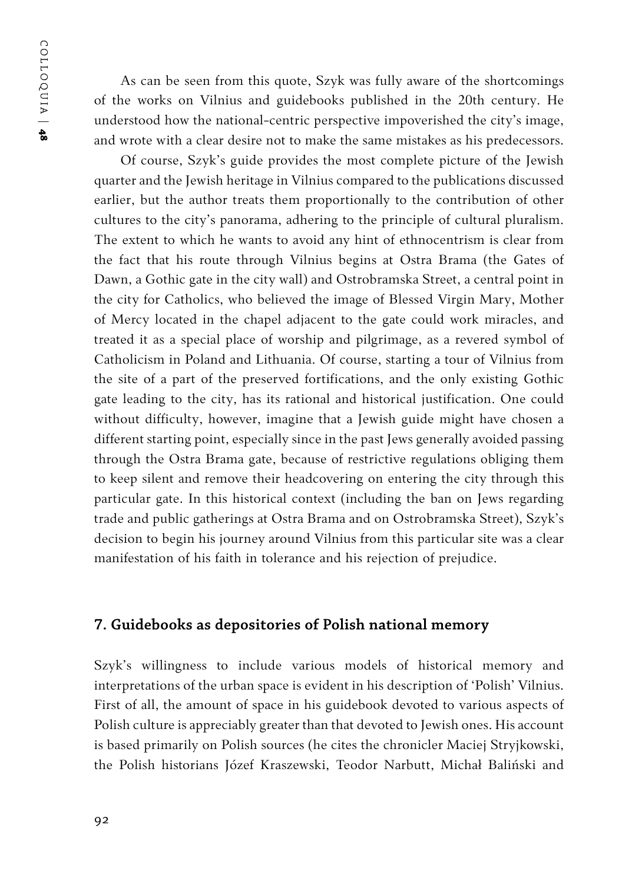As can be seen from this quote, Szyk was fully aware of the shortcomings of the works on Vilnius and guidebooks published in the 20th century. He understood how the national-centric perspective impoverished the city's image, and wrote with a clear desire not to make the same mistakes as his predecessors.

Of course, Szyk's guide provides the most complete picture of the Jewish quarter and the Jewish heritage in Vilnius compared to the publications discussed earlier, but the author treats them proportionally to the contribution of other cultures to the city's panorama, adhering to the principle of cultural pluralism. The extent to which he wants to avoid any hint of ethnocentrism is clear from the fact that his route through Vilnius begins at Ostra Brama (the Gates of Dawn, a Gothic gate in the city wall) and Ostrobramska Street, a central point in the city for Catholics, who believed the image of Blessed Virgin Mary, Mother of Mercy located in the chapel adjacent to the gate could work miracles, and treated it as a special place of worship and pilgrimage, as a revered symbol of Catholicism in Poland and Lithuania. Of course, starting a tour of Vilnius from the site of a part of the preserved fortifications, and the only existing Gothic gate leading to the city, has its rational and historical justification. One could without difficulty, however, imagine that a Jewish guide might have chosen a different starting point, especially since in the past Jews generally avoided passing through the Ostra Brama gate, because of restrictive regulations obliging them to keep silent and remove their headcovering on entering the city through this particular gate. In this historical context (including the ban on Jews regarding trade and public gatherings at Ostra Brama and on Ostrobramska Street), Szyk's decision to begin his journey around Vilnius from this particular site was a clear manifestation of his faith in tolerance and his rejection of prejudice.

## 7. Guidebooks as depositories of Polish national memory

Szyk's willingness to include various models of historical memory and interpretations of the urban space is evident in his description of 'Polish' Vilnius. First of all, the amount of space in his guidebook devoted to various aspects of Polish culture is appreciably greater than that devoted to Jewish ones. His account is based primarily on Polish sources (he cites the chronicler Maciej Stryjkowski, the Polish historians Józef Kraszewski, Teodor Narbutt, Michał Baliński and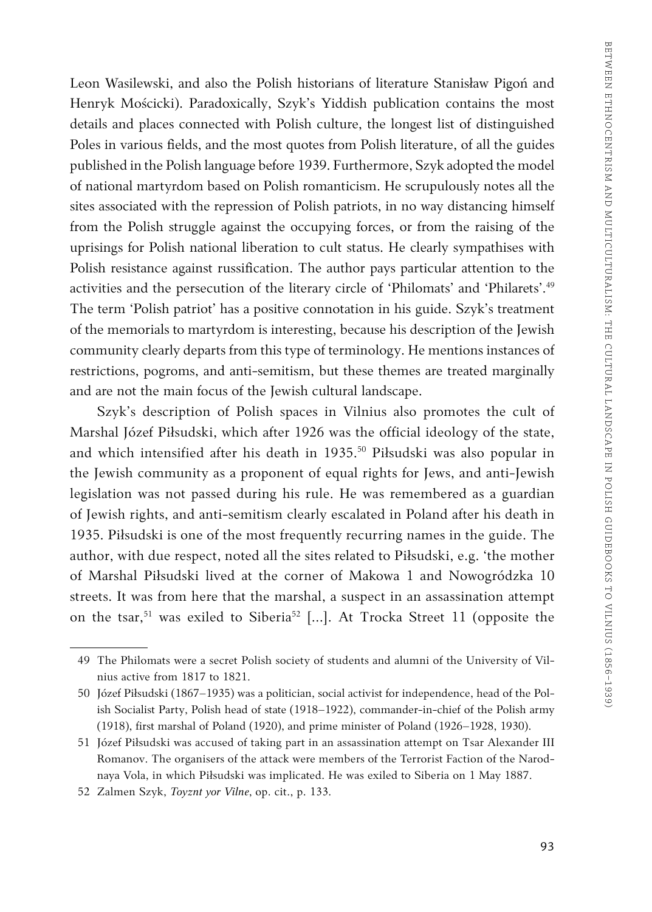Leon Wasilewski, and also the Polish historians of literature Stanisław Pigoń and Henryk Mościcki). Paradoxically, Szyk's Yiddish publication contains the most details and places connected with Polish culture, the longest list of distinguished Poles in various fields, and the most quotes from Polish literature, of all the guides published in the Polish language before 1939. Furthermore, Szyk adopted the model of national martyrdom based on Polish romanticism. He scrupulously notes all the sites associated with the repression of Polish patriots, in no way distancing himself from the Polish struggle against the occupying forces, or from the raising of the uprisings for Polish national liberation to cult status. He clearly sympathises with Polish resistance against russification. The author pays particular attention to the activities and the persecution of the literary circle of 'Philomats' and 'Philarets'.[49] The term 'Polish patriot' has a positive connotation in his guide. Szyk's treatment of the memorials to martyrdom is interesting, because his description of the Jewish community clearly departs from this type of terminology. He mentions instances of restrictions, pogroms, and anti-semitism, but these themes are treated marginally and are not the main focus of the Jewish cultural landscape.

Szyk's description of Polish spaces in Vilnius also promotes the cult of Marshal Józef Piłsudski, which after 1926 was the official ideology of the state, and which intensified after his death in 1935.[50] Piłsudski was also popular in the Jewish community as a proponent of equal rights for Jews, and anti-Jewish legislation was not passed during his rule. He was remembered as a guardian of Jewish rights, and anti-semitism clearly escalated in Poland after his death in 1935. Piłsudski is one of the most frequently recurring names in the guide. The author, with due respect, noted all the sites related to Piłsudski, e.g. 'the mother of Marshal Piłsudski lived at the corner of Makowa 1 and Nowogródzka 10 streets. It was from here that the marshal, a suspect in an assassination attempt on the tsar,[51] was exiled to Siberia[52] [...]. At Trocka Street 11 (opposite the

---

49 The Philomats were a secret Polish society of students and alumni of the University of Vilnius active from 1817 to 1821.

50 Józef Piłsudski (1867–1935) was a politician, social activist for independence, head of the Polish Socialist Party, Polish head of state (1918–1922), commander-in-chief of the Polish army (1918), first marshal of Poland (1920), and prime minister of Poland (1926–1928, 1930).

51 Józef Piłsudski was accused of taking part in an assassination attempt on Tsar Alexander III Romanov. The organisers of the attack were members of the Terrorist Faction of the Narodnaya Vola, in which Piłsudski was implicated. He was exiled to Siberia on 1 May 1887.

52 Zalmen Szyk, *Toyznt yor Vilne*, op. cit., p. 133.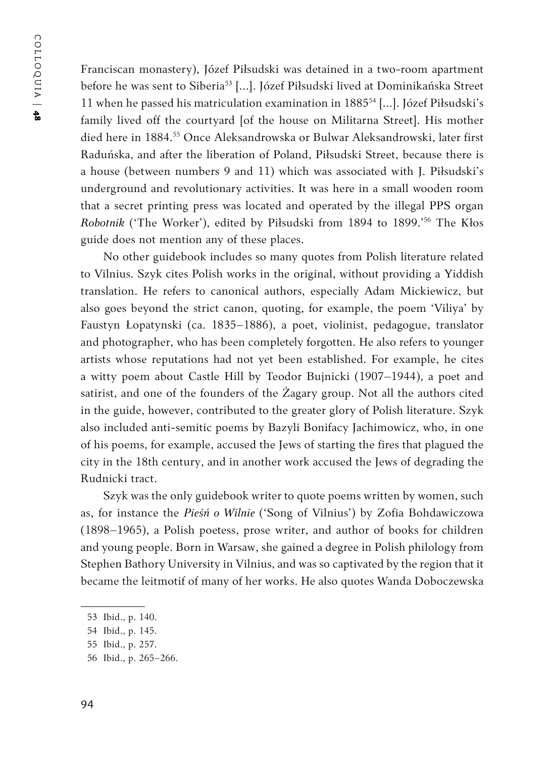Franciscan monastery), Józef Piłsudski was detained in a two-room apartment before he was sent to Siberia[53] [...]. Józef Piłsudski lived at Dominikańska Street 11 when he passed his matriculation examination in 1885[54] [...]. Józef Piłsudski's family lived off the courtyard [of the house on Militarna Street]. His mother died here in 1884.[55] Once Aleksandrowska or Bulwar Aleksandrowski, later first Raduńska, and after the liberation of Poland, Piłsudski Street, because there is a house (between numbers 9 and 11) which was associated with J. Piłsudski's underground and revolutionary activities. It was here in a small wooden room that a secret printing press was located and operated by the illegal PPS organ *Robotnik* ('The Worker'), edited by Piłsudski from 1894 to 1899.'[56] The Kłos guide does not mention any of these places.

No other guidebook includes so many quotes from Polish literature related to Vilnius. Szyk cites Polish works in the original, without providing a Yiddish translation. He refers to canonical authors, especially Adam Mickiewicz, but also goes beyond the strict canon, quoting, for example, the poem 'Viliya' by Faustyn Łopatynski (ca. 1835–1886), a poet, violinist, pedagogue, translator and photographer, who has been completely forgotten. He also refers to younger artists whose reputations had not yet been established. For example, he cites a witty poem about Castle Hill by Teodor Bujnicki (1907–1944), a poet and satirist, and one of the founders of the Żagary group. Not all the authors cited in the guide, however, contributed to the greater glory of Polish literature. Szyk also included anti-semitic poems by Bazyli Bonifacy Jachimowicz, who, in one of his poems, for example, accused the Jews of starting the fires that plagued the city in the 18th century, and in another work accused the Jews of degrading the Rudnicki tract.

Szyk was the only guidebook writer to quote poems written by women, such as, for instance the *Pieśń o Wilnie* ('Song of Vilnius') by Zofia Bohdawiczowa (1898–1965), a Polish poetess, prose writer, and author of books for children and young people. Born in Warsaw, she gained a degree in Polish philology from Stephen Bathory University in Vilnius, and was so captivated by the region that it became the leitmotif of many of her works. He also quotes Wanda Doboczewska

---

53 Ibid., p. 140.

54 Ibid., p. 145.

55 Ibid., p. 257.

56 Ibid., p. 265–266.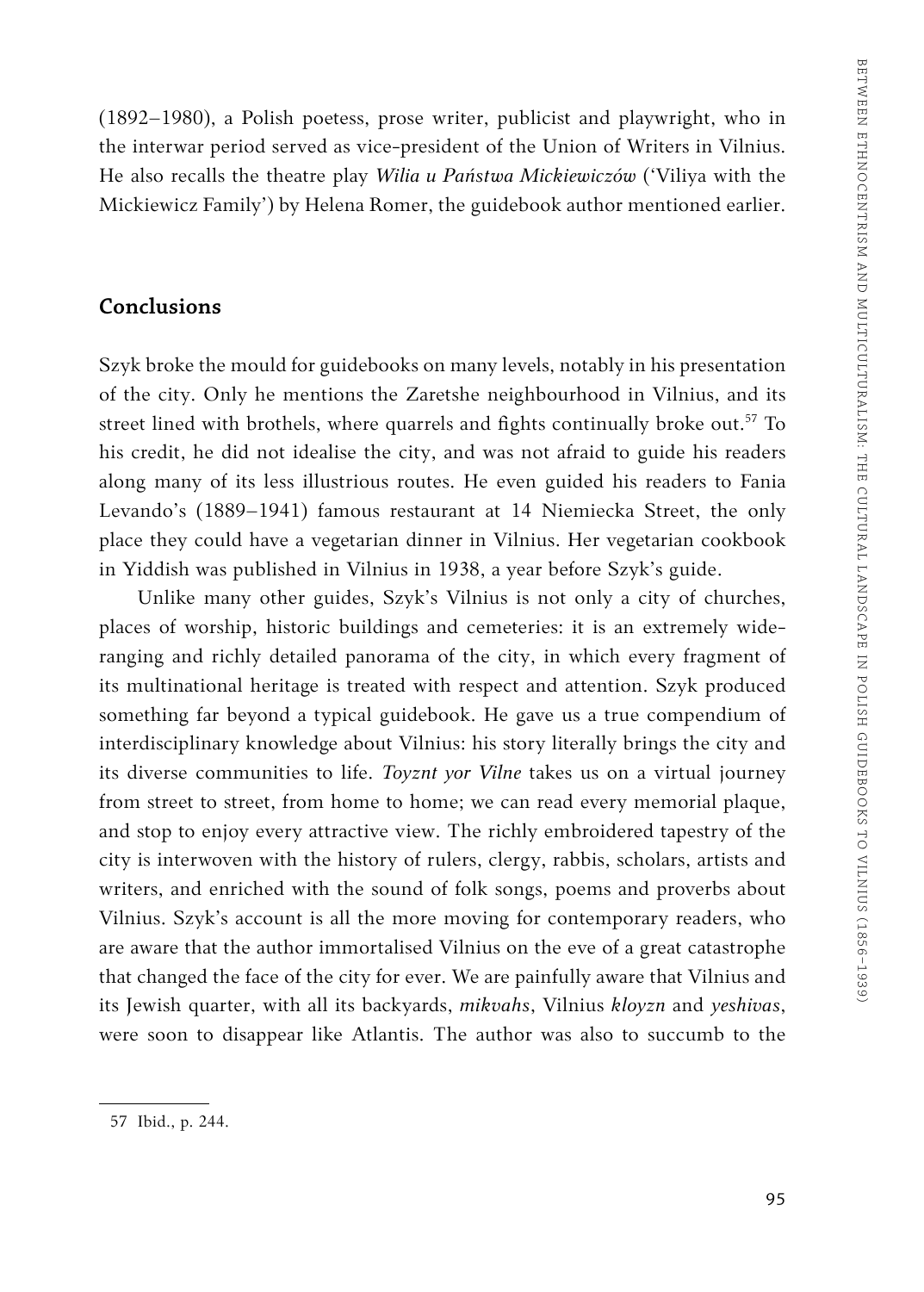(1892–1980), a Polish poetess, prose writer, publicist and playwright, who in the interwar period served as vice-president of the Union of Writers in Vilnius. He also recalls the theatre play *Wilia u Państwa Mickiewiczów* ('Viliya with the Mickiewicz Family') by Helena Romer, the guidebook author mentioned earlier.

## Conclusions

Szyk broke the mould for guidebooks on many levels, notably in his presentation of the city. Only he mentions the Zaretshe neighbourhood in Vilnius, and its street lined with brothels, where quarrels and fights continually broke out.[57] To his credit, he did not idealise the city, and was not afraid to guide his readers along many of its less illustrious routes. He even guided his readers to Fania Levando's (1889–1941) famous restaurant at 14 Niemiecka Street, the only place they could have a vegetarian dinner in Vilnius. Her vegetarian cookbook in Yiddish was published in Vilnius in 1938, a year before Szyk's guide.

Unlike many other guides, Szyk's Vilnius is not only a city of churches, places of worship, historic buildings and cemeteries: it is an extremely wide-ranging and richly detailed panorama of the city, in which every fragment of its multinational heritage is treated with respect and attention. Szyk produced something far beyond a typical guidebook. He gave us a true compendium of interdisciplinary knowledge about Vilnius: his story literally brings the city and its diverse communities to life. *Toyznt yor Vilne* takes us on a virtual journey from street to street, from home to home; we can read every memorial plaque, and stop to enjoy every attractive view. The richly embroidered tapestry of the city is interwoven with the history of rulers, clergy, rabbis, scholars, artists and writers, and enriched with the sound of folk songs, poems and proverbs about Vilnius. Szyk's account is all the more moving for contemporary readers, who are aware that the author immortalised Vilnius on the eve of a great catastrophe that changed the face of the city for ever. We are painfully aware that Vilnius and its Jewish quarter, with all its backyards, *mikvahs*, Vilnius *kloyzn* and *yeshivas*, were soon to disappear like Atlantis. The author was also to succumb to the

57 Ibid., p. 244.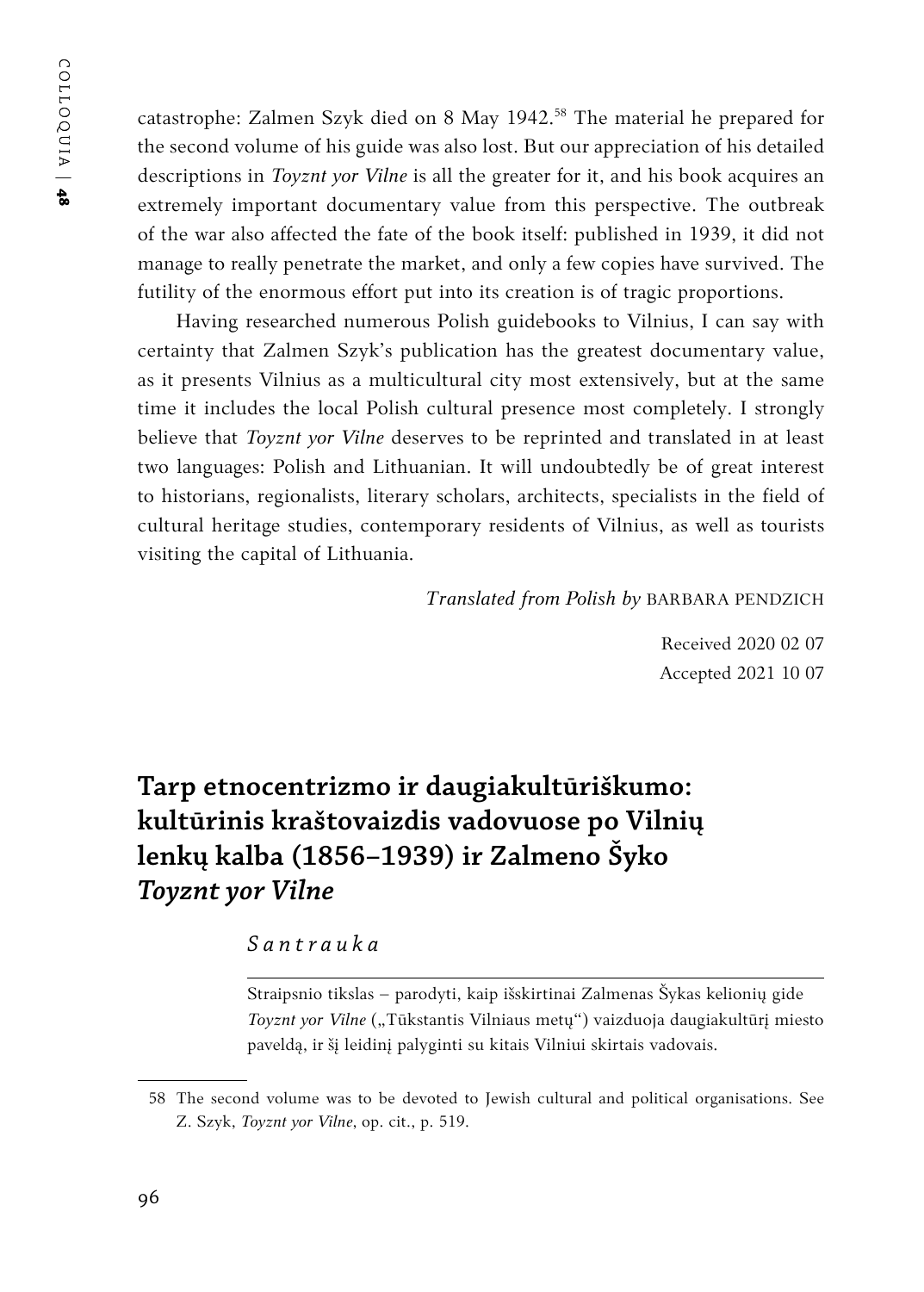catastrophe: Zalmen Szyk died on 8 May 1942.[58] The material he prepared for the second volume of his guide was also lost. But our appreciation of his detailed descriptions in *Toyznt yor Vilne* is all the greater for it, and his book acquires an extremely important documentary value from this perspective. The outbreak of the war also affected the fate of the book itself: published in 1939, it did not manage to really penetrate the market, and only a few copies have survived. The futility of the enormous effort put into its creation is of tragic proportions.

Having researched numerous Polish guidebooks to Vilnius, I can say with certainty that Zalmen Szyk's publication has the greatest documentary value, as it presents Vilnius as a multicultural city most extensively, but at the same time it includes the local Polish cultural presence most completely. I strongly believe that *Toyznt yor Vilne* deserves to be reprinted and translated in at least two languages: Polish and Lithuanian. It will undoubtedly be of great interest to historians, regionalists, literary scholars, architects, specialists in the field of cultural heritage studies, contemporary residents of Vilnius, as well as tourists visiting the capital of Lithuania.

*Translated from Polish by* BARBARA PENDZICH

Received 2020 02 07
Accepted 2021 10 07

## Tarp etnocentrizmo ir daugiakultūriškumo: kultūrinis kraštovaizdis vadovuose po Vilnių lenkų kalba (1856–1939) ir Zalmeno Šyko *Toyznt yor Vilne*

*Santrauka*

Straipsnio tikslas – parodyti, kaip išskirtinai Zalmenas Šykas kelionių gide *Toyznt yor Vilne* („Tūkstantis Vilniaus metų") vaizduoja daugiakultūrį miesto paveldą, ir šį leidinį palyginti su kitais Vilniui skirtais vadovais.

---

58 The second volume was to be devoted to Jewish cultural and political organisations. See Z. Szyk, *Toyznt yor Vilne*, op. cit., p. 519.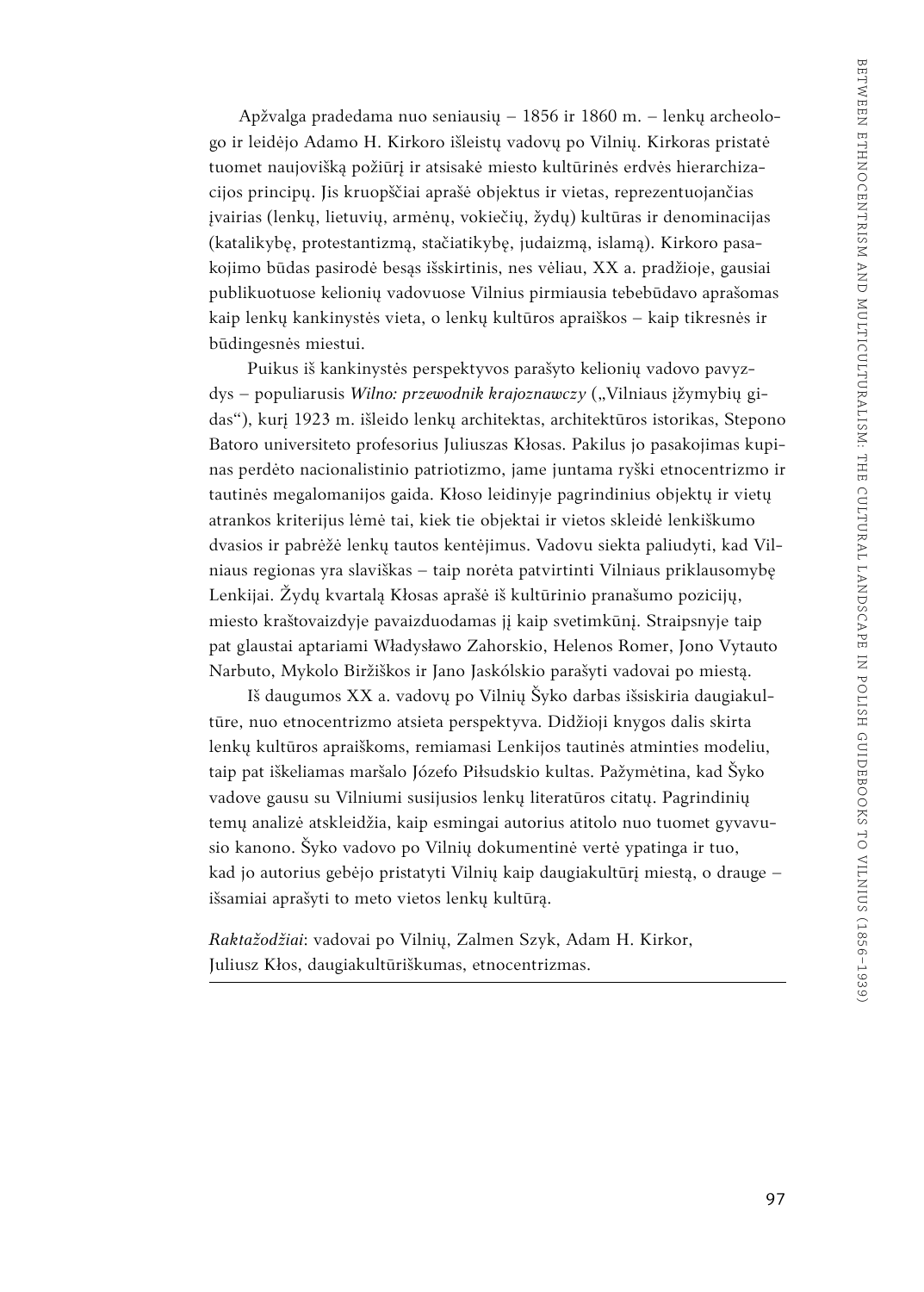Apžvalga pradedama nuo seniausių – 1856 ir 1860 m. – lenkų archeologo ir leidėjo Adamo H. Kirkoro išleistų vadovų po Vilnių. Kirkoras pristatė tuomet naujovišką požiūrį ir atsisakė miesto kultūrinės erdvės hierarchizacijos principų. Jis kruopščiai aprašė objektus ir vietas, reprezentuojančias įvairias (lenkų, lietuvių, armėnų, vokiečių, žydų) kultūras ir denominacijas (katalikybę, protestantizmą, stačiatikybę, judaizmą, islamą). Kirkoro pasakojimo būdas pasirodė besąs išskirtinis, nes vėliau, XX a. pradžioje, gausiai publikuotuose kelionių vadovuose Vilnius pirmiausia tebebūdavo aprašomas kaip lenkų kankinystės vieta, o lenkų kultūros apraiškos – kaip tikresnės ir būdingesnės miestui.

Puikus iš kankinystės perspektyvos parašyto kelionių vadovo pavyzdys – populiarusis *Wilno: przewodnik krajoznawczy* („Vilniaus įžymybių gidas“), kurį 1923 m. išleido lenkų architektas, architektūros istorikas, Stepono Batoro universiteto profesorius Juliuszas Kłosas. Pakilus jo pasakojimas kupinas perdėto nacionalistinio patriotizmo, jame juntama ryški etnocentrizmo ir tautinės megalomanijos gaida. Kłoso leidinyje pagrindinius objektų ir vietų atrankos kriterijus lėmė tai, kiek tie objektai ir vietos skleidė lenkiškumo dvasios ir pabrėžė lenkų tautos kentėjimus. Vadovu siekta paliudyti, kad Vilniaus regionas yra slaviškas – taip norėta patvirtinti Vilniaus priklausomybę Lenkijai. Žydų kvartalą Kłosas aprašė iš kultūrinio pranašumo pozicijų, miesto kraštovaizdyje pavaizduodamas jį kaip svetimkūnį. Straipsnyje taip pat glaustai aptariami Władysławo Zahorskio, Helenos Romer, Jono Vytauto Narbuto, Mykolo Biržiškos ir Jano Jaskólskio parašyti vadovai po miestą.

Iš daugumos XX a. vadovų po Vilnių Šyko darbas išsiskiria daugiakultūre, nuo etnocentrizmo atsieta perspektyva. Didžioji knygos dalis skirta lenkų kultūros apraiškoms, remiamasi Lenkijos tautinės atminties modeliu, taip pat iškeliamas maršalo Józefo Piłsudskio kultas. Pažymėtina, kad Šyko vadove gausu su Vilniumi susijusios lenkų literatūros citatų. Pagrindinių temų analizė atskleidžia, kaip esmingai autorius atitolo nuo tuomet gyvavusio kanono. Šyko vadovo po Vilnių dokumentinė vertė ypatinga ir tuo, kad jo autorius gebėjo pristatyti Vilnių kaip daugiakultūrį miestą, o drauge – išsamiai aprašyti to meto vietos lenkų kultūrą.

*Raktažodžiai*: vadovai po Vilnių, Zalmen Szyk, Adam H. Kirkor, Juliusz Kłos, daugiakultūriškumas, etnocentrizmas.